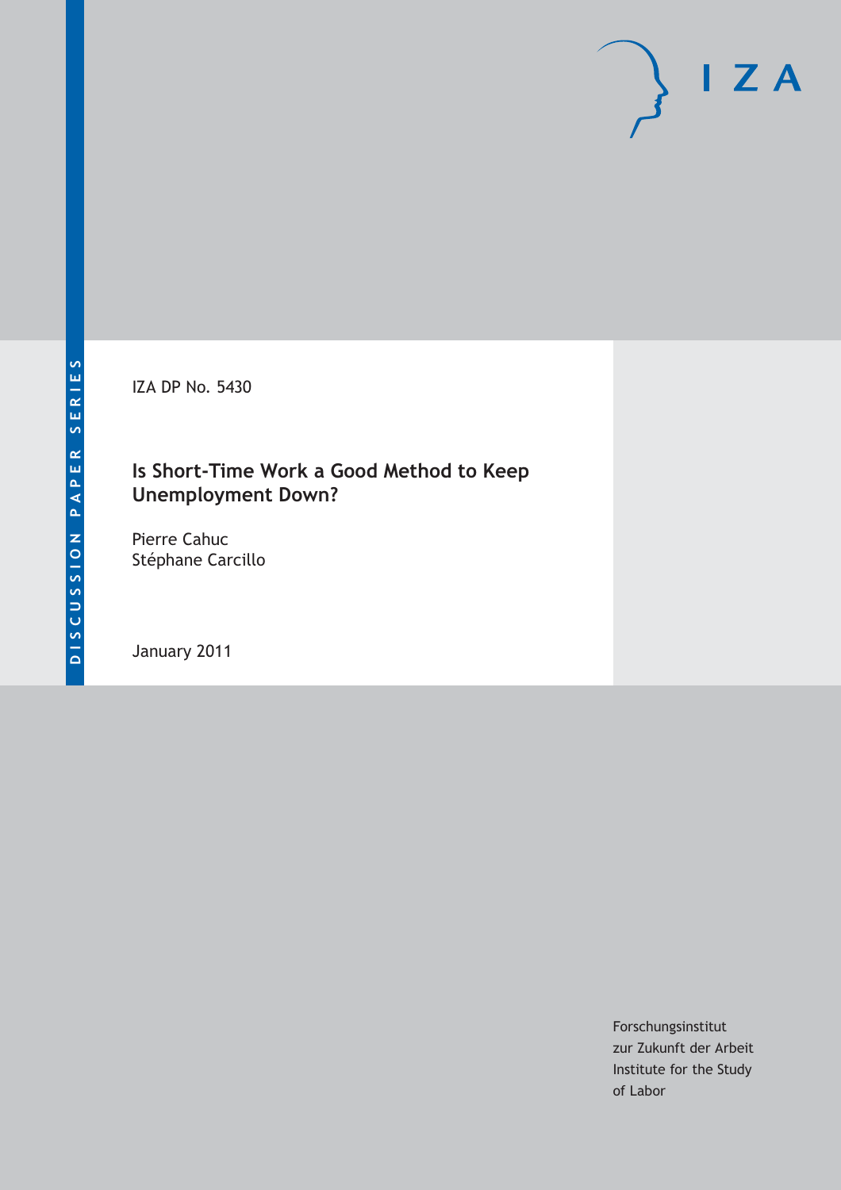DISCUSSION PAPER SERIES

IZA DP No. 5430

# Is Short-Time Work a Good Method to Keep Unemployment Down?

Pierre Cahuc
Stéphane Carcillo

January 2011

Forschungsinstitut
zur Zukunft der Arbeit
Institute for the Study
of Labor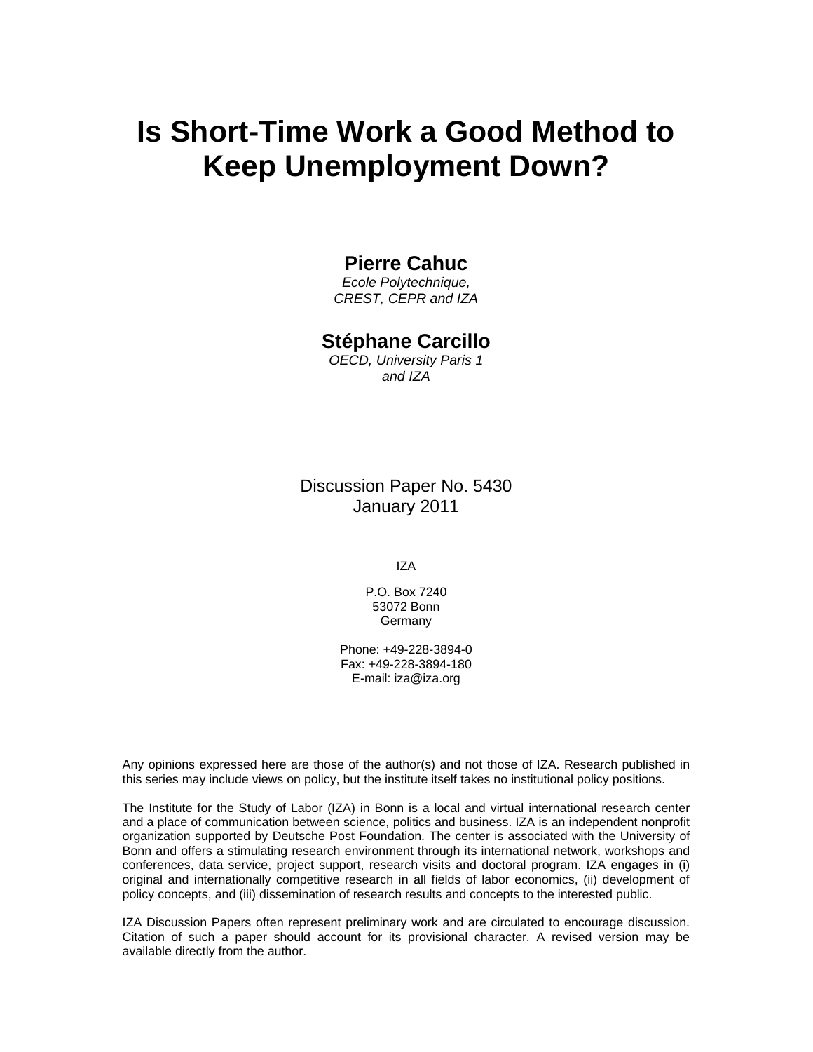# Is Short-Time Work a Good Method to Keep Unemployment Down?

**Pierre Cahuc**

*Ecole Polytechnique,*
*CREST, CEPR and IZA*

**Stéphane Carcillo**

*OECD, University Paris 1*
*and IZA*

Discussion Paper No. 5430
January 2011

IZA

P.O. Box 7240
53072 Bonn
Germany

Phone: +49-228-3894-0
Fax: +49-228-3894-180
E-mail: iza@iza.org

Any opinions expressed here are those of the author(s) and not those of IZA. Research published in this series may include views on policy, but the institute itself takes no institutional policy positions.

The Institute for the Study of Labor (IZA) in Bonn is a local and virtual international research center and a place of communication between science, politics and business. IZA is an independent nonprofit organization supported by Deutsche Post Foundation. The center is associated with the University of Bonn and offers a stimulating research environment through its international network, workshops and conferences, data service, project support, research visits and doctoral program. IZA engages in (i) original and internationally competitive research in all fields of labor economics, (ii) development of policy concepts, and (iii) dissemination of research results and concepts to the interested public.

IZA Discussion Papers often represent preliminary work and are circulated to encourage discussion. Citation of such a paper should account for its provisional character. A revised version may be available directly from the author.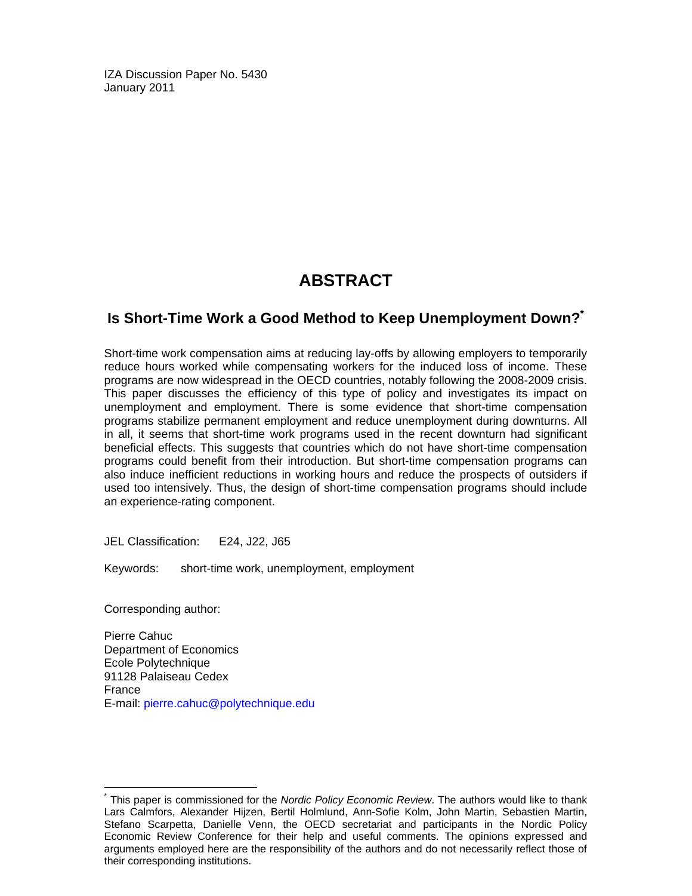IZA Discussion Paper No. 5430
January 2011

# ABSTRACT

## Is Short-Time Work a Good Method to Keep Unemployment Down?*

Short-time work compensation aims at reducing lay-offs by allowing employers to temporarily reduce hours worked while compensating workers for the induced loss of income. These programs are now widespread in the OECD countries, notably following the 2008-2009 crisis. This paper discusses the efficiency of this type of policy and investigates its impact on unemployment and employment. There is some evidence that short-time compensation programs stabilize permanent employment and reduce unemployment during downturns. All in all, it seems that short-time work programs used in the recent downturn had significant beneficial effects. This suggests that countries which do not have short-time compensation programs could benefit from their introduction. But short-time compensation programs can also induce inefficient reductions in working hours and reduce the prospects of outsiders if used too intensively. Thus, the design of short-time compensation programs should include an experience-rating component.

JEL Classification: E24, J22, J65

Keywords: short-time work, unemployment, employment

Corresponding author:

Pierre Cahuc
Department of Economics
Ecole Polytechnique
91128 Palaiseau Cedex
France
E-mail: pierre.cahuc@polytechnique.edu

---

* This paper is commissioned for the *Nordic Policy Economic Review*. The authors would like to thank Lars Calmfors, Alexander Hijzen, Bertil Holmlund, Ann-Sofie Kolm, John Martin, Sebastien Martin, Stefano Scarpetta, Danielle Venn, the OECD secretariat and participants in the Nordic Policy Economic Review Conference for their help and useful comments. The opinions expressed and arguments employed here are the responsibility of the authors and do not necessarily reflect those of their corresponding institutions.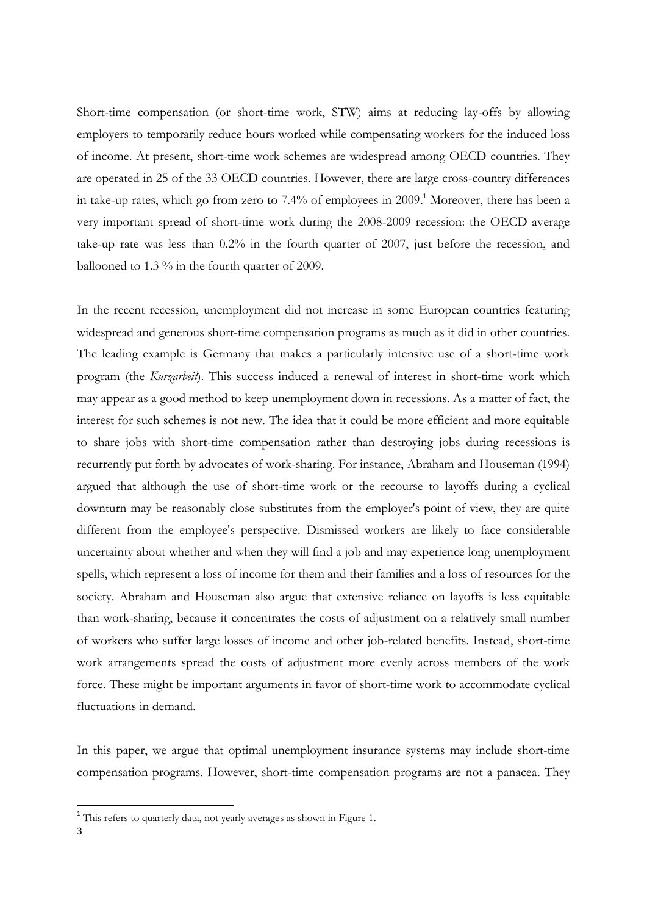Short-time compensation (or short-time work, STW) aims at reducing lay-offs by allowing employers to temporarily reduce hours worked while compensating workers for the induced loss of income. At present, short-time work schemes are widespread among OECD countries. They are operated in 25 of the 33 OECD countries. However, there are large cross-country differences in take-up rates, which go from zero to 7.4% of employees in 2009.[1] Moreover, there has been a very important spread of short-time work during the 2008-2009 recession: the OECD average take-up rate was less than 0.2% in the fourth quarter of 2007, just before the recession, and ballooned to 1.3 % in the fourth quarter of 2009.

In the recent recession, unemployment did not increase in some European countries featuring widespread and generous short-time compensation programs as much as it did in other countries. The leading example is Germany that makes a particularly intensive use of a short-time work program (the *Kurzarbeit*). This success induced a renewal of interest in short-time work which may appear as a good method to keep unemployment down in recessions. As a matter of fact, the interest for such schemes is not new. The idea that it could be more efficient and more equitable to share jobs with short-time compensation rather than destroying jobs during recessions is recurrently put forth by advocates of work-sharing. For instance, Abraham and Houseman (1994) argued that although the use of short-time work or the recourse to layoffs during a cyclical downturn may be reasonably close substitutes from the employer's point of view, they are quite different from the employee's perspective. Dismissed workers are likely to face considerable uncertainty about whether and when they will find a job and may experience long unemployment spells, which represent a loss of income for them and their families and a loss of resources for the society. Abraham and Houseman also argue that extensive reliance on layoffs is less equitable than work-sharing, because it concentrates the costs of adjustment on a relatively small number of workers who suffer large losses of income and other job-related benefits. Instead, short-time work arrangements spread the costs of adjustment more evenly across members of the work force. These might be important arguments in favor of short-time work to accommodate cyclical fluctuations in demand.

In this paper, we argue that optimal unemployment insurance systems may include short-time compensation programs. However, short-time compensation programs are not a panacea. They

[1] This refers to quarterly data, not yearly averages as shown in Figure 1.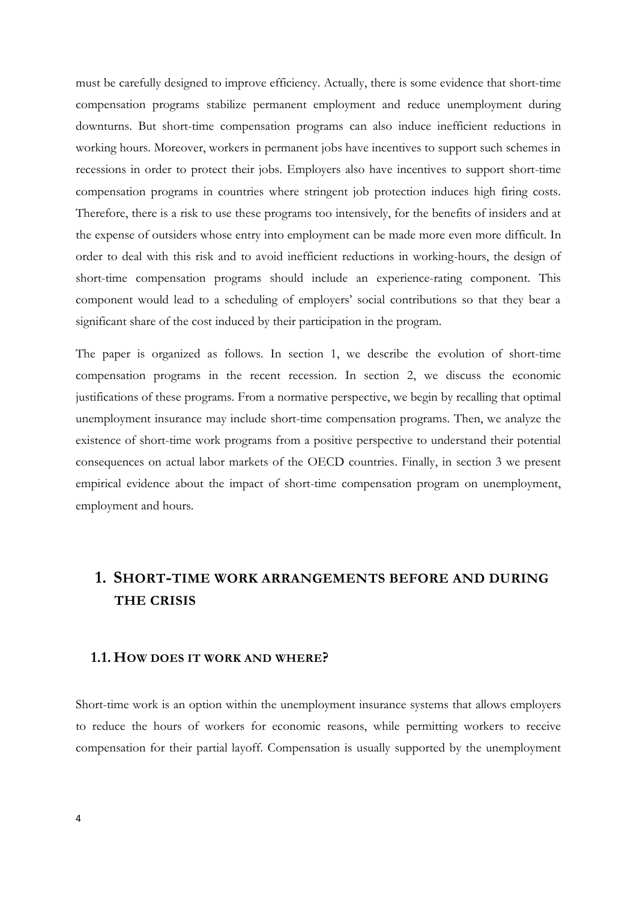must be carefully designed to improve efficiency. Actually, there is some evidence that short-time compensation programs stabilize permanent employment and reduce unemployment during downturns. But short-time compensation programs can also induce inefficient reductions in working hours. Moreover, workers in permanent jobs have incentives to support such schemes in recessions in order to protect their jobs. Employers also have incentives to support short-time compensation programs in countries where stringent job protection induces high firing costs. Therefore, there is a risk to use these programs too intensively, for the benefits of insiders and at the expense of outsiders whose entry into employment can be made more even more difficult. In order to deal with this risk and to avoid inefficient reductions in working-hours, the design of short-time compensation programs should include an experience-rating component. This component would lead to a scheduling of employers' social contributions so that they bear a significant share of the cost induced by their participation in the program.

The paper is organized as follows. In section 1, we describe the evolution of short-time compensation programs in the recent recession. In section 2, we discuss the economic justifications of these programs. From a normative perspective, we begin by recalling that optimal unemployment insurance may include short-time compensation programs. Then, we analyze the existence of short-time work programs from a positive perspective to understand their potential consequences on actual labor markets of the OECD countries. Finally, in section 3 we present empirical evidence about the impact of short-time compensation program on unemployment, employment and hours.

# 1. Short-time work arrangements before and during the crisis

## 1.1. How does it work and where?

Short-time work is an option within the unemployment insurance systems that allows employers to reduce the hours of workers for economic reasons, while permitting workers to receive compensation for their partial layoff. Compensation is usually supported by the unemployment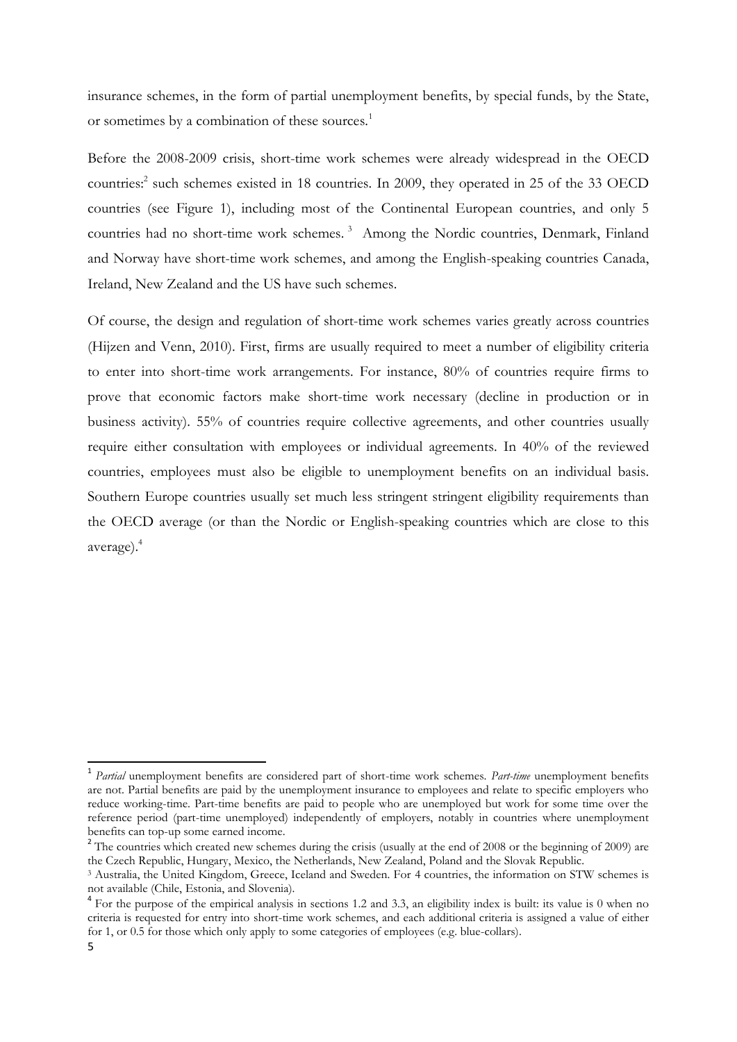insurance schemes, in the form of partial unemployment benefits, by special funds, by the State, or sometimes by a combination of these sources.[1]

Before the 2008-2009 crisis, short-time work schemes were already widespread in the OECD countries:[2] such schemes existed in 18 countries. In 2009, they operated in 25 of the 33 OECD countries (see Figure 1), including most of the Continental European countries, and only 5 countries had no short-time work schemes.[3] Among the Nordic countries, Denmark, Finland and Norway have short-time work schemes, and among the English-speaking countries Canada, Ireland, New Zealand and the US have such schemes.

Of course, the design and regulation of short-time work schemes varies greatly across countries (Hijzen and Venn, 2010). First, firms are usually required to meet a number of eligibility criteria to enter into short-time work arrangements. For instance, 80% of countries require firms to prove that economic factors make short-time work necessary (decline in production or in business activity). 55% of countries require collective agreements, and other countries usually require either consultation with employees or individual agreements. In 40% of the reviewed countries, employees must also be eligible to unemployment benefits on an individual basis. Southern Europe countries usually set much less stringent stringent eligibility requirements than the OECD average (or than the Nordic or English-speaking countries which are close to this average).[4]

---

[1] *Partial* unemployment benefits are considered part of short-time work schemes. *Part-time* unemployment benefits are not. Partial benefits are paid by the unemployment insurance to employees and relate to specific employers who reduce working-time. Part-time benefits are paid to people who are unemployed but work for some time over the reference period (part-time unemployed) independently of employers, notably in countries where unemployment benefits can top-up some earned income.

[2] The countries which created new schemes during the crisis (usually at the end of 2008 or the beginning of 2009) are the Czech Republic, Hungary, Mexico, the Netherlands, New Zealand, Poland and the Slovak Republic.

[3] Australia, the United Kingdom, Greece, Iceland and Sweden. For 4 countries, the information on STW schemes is not available (Chile, Estonia, and Slovenia).

[4] For the purpose of the empirical analysis in sections 1.2 and 3.3, an eligibility index is built: its value is 0 when no criteria is requested for entry into short-time work schemes, and each additional criteria is assigned a value of either for 1, or 0.5 for those which only apply to some categories of employees (e.g. blue-collars).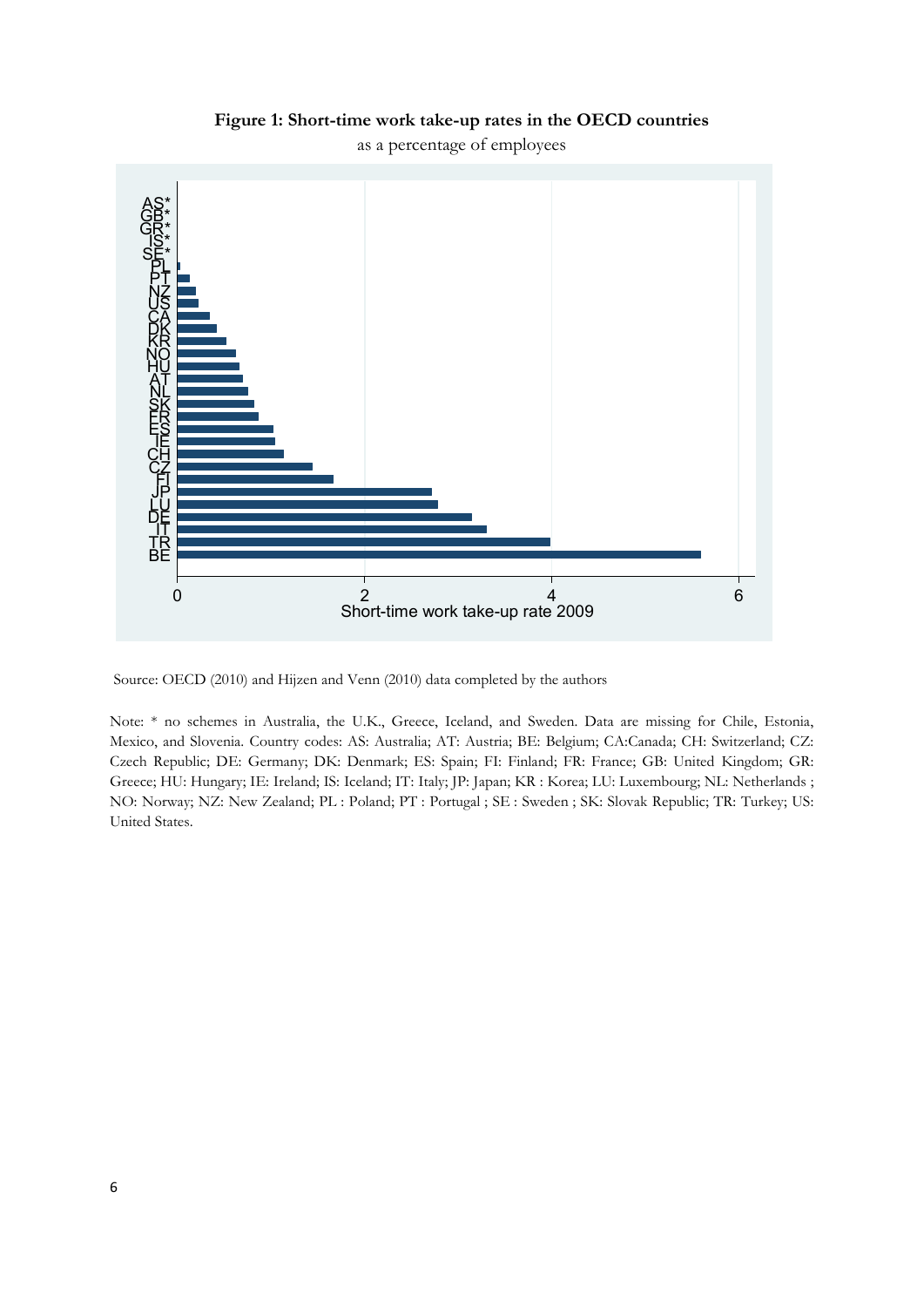**Figure 1: Short-time work take-up rates in the OECD countries**

as a percentage of employees

Source: OECD (2010) and Hijzen and Venn (2010) data completed by the authors

Note: * no schemes in Australia, the U.K., Greece, Iceland, and Sweden. Data are missing for Chile, Estonia, Mexico, and Slovenia. Country codes: AS: Australia; AT: Austria; BE: Belgium; CA:Canada; CH: Switzerland; CZ: Czech Republic; DE: Germany; DK: Denmark; ES: Spain; FI: Finland; FR: France; GB: United Kingdom; GR: Greece; HU: Hungary; IE: Ireland; IS: Iceland; IT: Italy; JP: Japan; KR : Korea; LU: Luxembourg; NL: Netherlands ; NO: Norway; NZ: New Zealand; PL : Poland; PT : Portugal ; SE : Sweden ; SK: Slovak Republic; TR: Turkey; US: United States.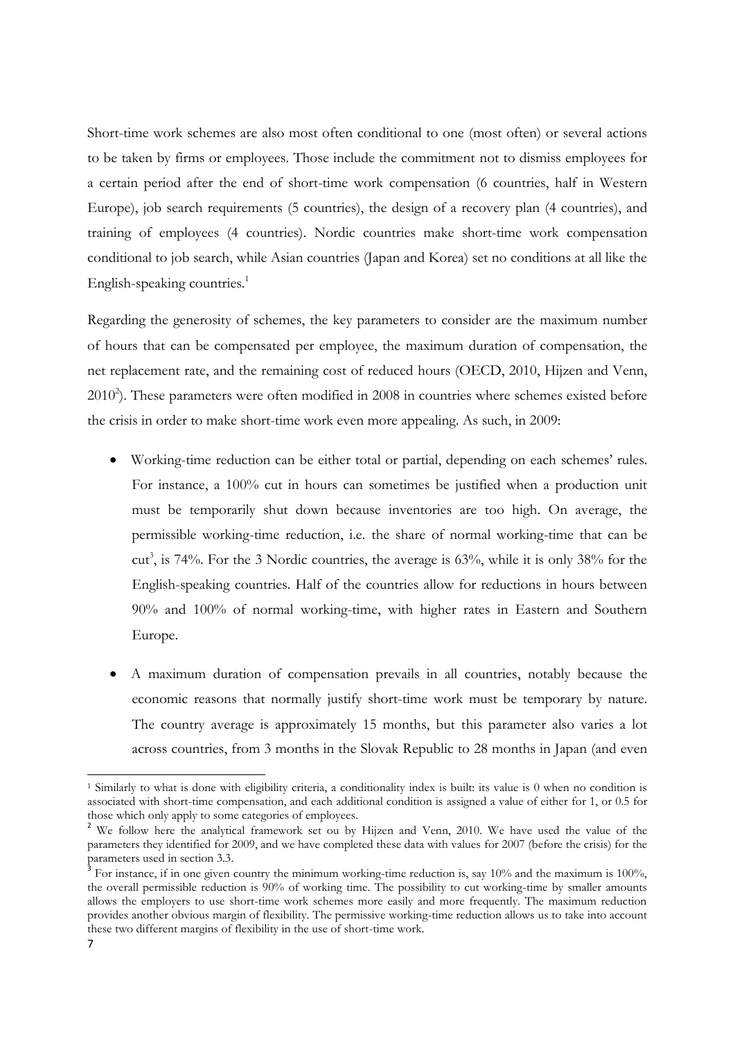Short-time work schemes are also most often conditional to one (most often) or several actions to be taken by firms or employees. Those include the commitment not to dismiss employees for a certain period after the end of short-time work compensation (6 countries, half in Western Europe), job search requirements (5 countries), the design of a recovery plan (4 countries), and training of employees (4 countries). Nordic countries make short-time work compensation conditional to job search, while Asian countries (Japan and Korea) set no conditions at all like the English-speaking countries.[1]

Regarding the generosity of schemes, the key parameters to consider are the maximum number of hours that can be compensated per employee, the maximum duration of compensation, the net replacement rate, and the remaining cost of reduced hours (OECD, 2010, Hijzen and Venn, 2010[2]). These parameters were often modified in 2008 in countries where schemes existed before the crisis in order to make short-time work even more appealing. As such, in 2009:

- Working-time reduction can be either total or partial, depending on each schemes' rules. For instance, a 100% cut in hours can sometimes be justified when a production unit must be temporarily shut down because inventories are too high. On average, the permissible working-time reduction, i.e. the share of normal working-time that can be cut[3], is 74%. For the 3 Nordic countries, the average is 63%, while it is only 38% for the English-speaking countries. Half of the countries allow for reductions in hours between 90% and 100% of normal working-time, with higher rates in Eastern and Southern Europe.

- A maximum duration of compensation prevails in all countries, notably because the economic reasons that normally justify short-time work must be temporary by nature. The country average is approximately 15 months, but this parameter also varies a lot across countries, from 3 months in the Slovak Republic to 28 months in Japan (and even

---

[1] Similarly to what is done with eligibility criteria, a conditionality index is built: its value is 0 when no condition is associated with short-time compensation, and each additional condition is assigned a value of either for 1, or 0.5 for those which only apply to some categories of employees.

[2] We follow here the analytical framework set ou by Hijzen and Venn, 2010. We have used the value of the parameters they identified for 2009, and we have completed these data with values for 2007 (before the crisis) for the parameters used in section 3.3.

[3] For instance, if in one given country the minimum working-time reduction is, say 10% and the maximum is 100%, the overall permissible reduction is 90% of working time. The possibility to cut working-time by smaller amounts allows the employers to use short-time work schemes more easily and more frequently. The maximum reduction provides another obvious margin of flexibility. The permissive working-time reduction allows us to take into account these two different margins of flexibility in the use of short-time work.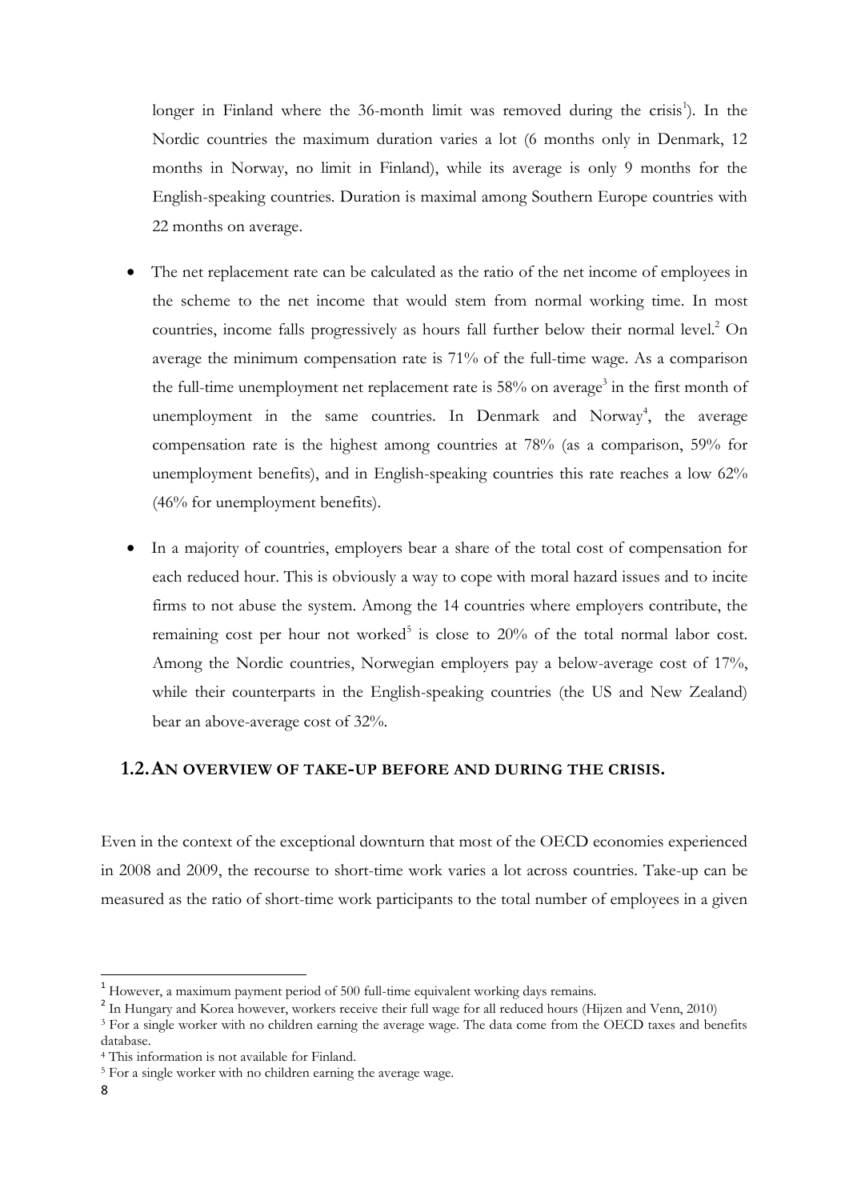longer in Finland where the 36-month limit was removed during the crisis[1]). In the Nordic countries the maximum duration varies a lot (6 months only in Denmark, 12 months in Norway, no limit in Finland), while its average is only 9 months for the English-speaking countries. Duration is maximal among Southern Europe countries with 22 months on average.

- The net replacement rate can be calculated as the ratio of the net income of employees in the scheme to the net income that would stem from normal working time. In most countries, income falls progressively as hours fall further below their normal level.[2] On average the minimum compensation rate is 71% of the full-time wage. As a comparison the full-time unemployment net replacement rate is 58% on average[3] in the first month of unemployment in the same countries. In Denmark and Norway[4], the average compensation rate is the highest among countries at 78% (as a comparison, 59% for unemployment benefits), and in English-speaking countries this rate reaches a low 62% (46% for unemployment benefits).

- In a majority of countries, employers bear a share of the total cost of compensation for each reduced hour. This is obviously a way to cope with moral hazard issues and to incite firms to not abuse the system. Among the 14 countries where employers contribute, the remaining cost per hour not worked[5] is close to 20% of the total normal labor cost. Among the Nordic countries, Norwegian employers pay a below-average cost of 17%, while their counterparts in the English-speaking countries (the US and New Zealand) bear an above-average cost of 32%.

## 1.2. An overview of take-up before and during the crisis.

Even in the context of the exceptional downturn that most of the OECD economies experienced in 2008 and 2009, the recourse to short-time work varies a lot across countries. Take-up can be measured as the ratio of short-time work participants to the total number of employees in a given

[1] However, a maximum payment period of 500 full-time equivalent working days remains.

[2] In Hungary and Korea however, workers receive their full wage for all reduced hours (Hijzen and Venn, 2010)

[3] For a single worker with no children earning the average wage. The data come from the OECD taxes and benefits database.

[4] This information is not available for Finland.

[5] For a single worker with no children earning the average wage.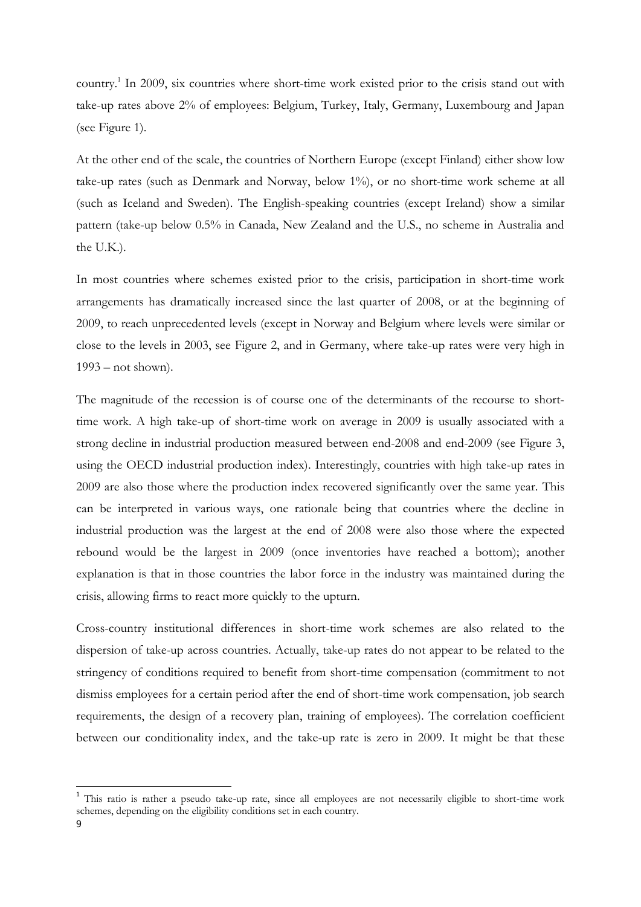country.[1] In 2009, six countries where short-time work existed prior to the crisis stand out with take-up rates above 2% of employees: Belgium, Turkey, Italy, Germany, Luxembourg and Japan (see Figure 1).

At the other end of the scale, the countries of Northern Europe (except Finland) either show low take-up rates (such as Denmark and Norway, below 1%), or no short-time work scheme at all (such as Iceland and Sweden). The English-speaking countries (except Ireland) show a similar pattern (take-up below 0.5% in Canada, New Zealand and the U.S., no scheme in Australia and the U.K.).

In most countries where schemes existed prior to the crisis, participation in short-time work arrangements has dramatically increased since the last quarter of 2008, or at the beginning of 2009, to reach unprecedented levels (except in Norway and Belgium where levels were similar or close to the levels in 2003, see Figure 2, and in Germany, where take-up rates were very high in 1993 – not shown).

The magnitude of the recession is of course one of the determinants of the recourse to short-time work. A high take-up of short-time work on average in 2009 is usually associated with a strong decline in industrial production measured between end-2008 and end-2009 (see Figure 3, using the OECD industrial production index). Interestingly, countries with high take-up rates in 2009 are also those where the production index recovered significantly over the same year. This can be interpreted in various ways, one rationale being that countries where the decline in industrial production was the largest at the end of 2008 were also those where the expected rebound would be the largest in 2009 (once inventories have reached a bottom); another explanation is that in those countries the labor force in the industry was maintained during the crisis, allowing firms to react more quickly to the upturn.

Cross-country institutional differences in short-time work schemes are also related to the dispersion of take-up across countries. Actually, take-up rates do not appear to be related to the stringency of conditions required to benefit from short-time compensation (commitment to not dismiss employees for a certain period after the end of short-time work compensation, job search requirements, the design of a recovery plan, training of employees). The correlation coefficient between our conditionality index, and the take-up rate is zero in 2009. It might be that these

[1] This ratio is rather a pseudo take-up rate, since all employees are not necessarily eligible to short-time work schemes, depending on the eligibility conditions set in each country.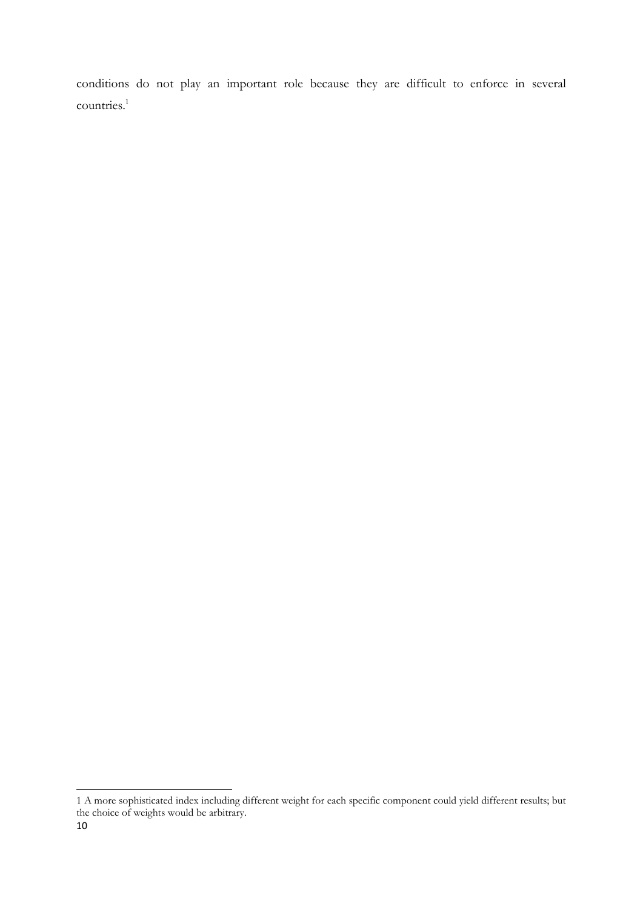conditions do not play an important role because they are difficult to enforce in several countries.[1]

---

1 A more sophisticated index including different weight for each specific component could yield different results; but the choice of weights would be arbitrary.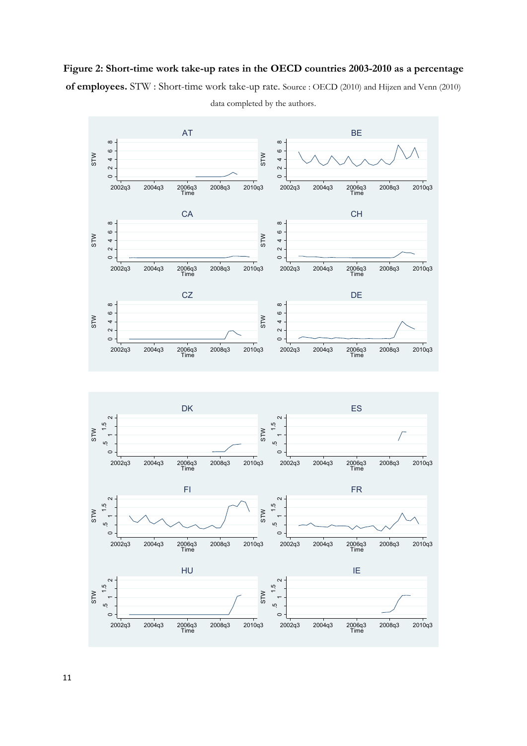**Figure 2: Short-time work take-up rates in the OECD countries 2003-2010 as a percentage of employees.** STW : Short-time work take-up rate. Source : OECD (2010) and Hijzen and Venn (2010) data completed by the authors.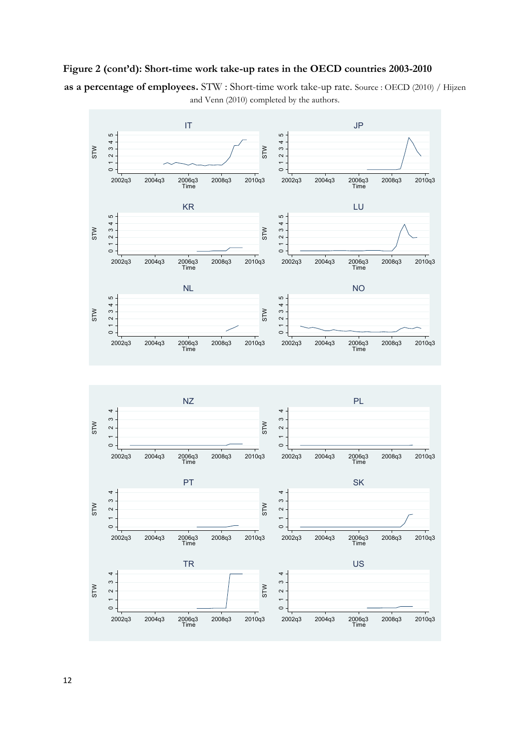**Figure 2 (cont'd): Short-time work take-up rates in the OECD countries 2003-2010 as a percentage of employees.** STW : Short-time work take-up rate. Source : OECD (2010) / Hijzen and Venn (2010) completed by the authors.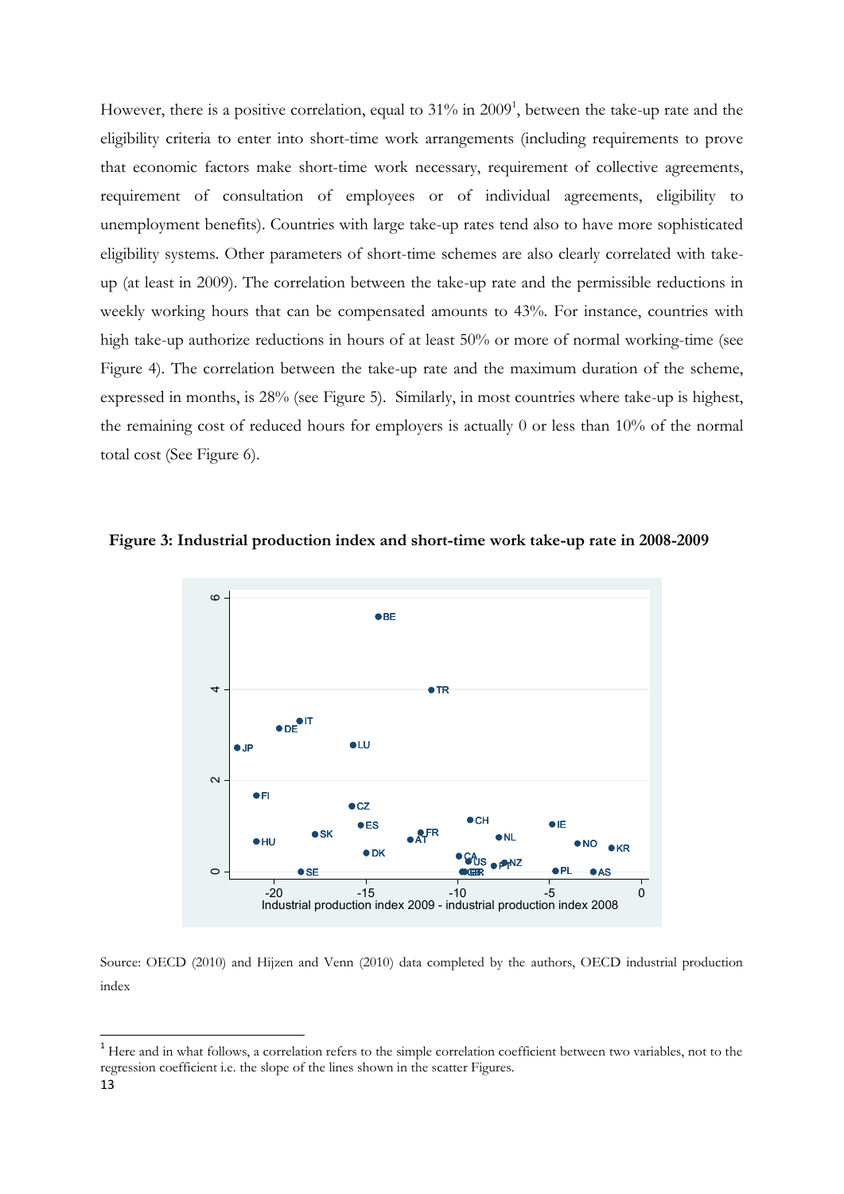However, there is a positive correlation, equal to 31% in 2009[1], between the take-up rate and the eligibility criteria to enter into short-time work arrangements (including requirements to prove that economic factors make short-time work necessary, requirement of collective agreements, requirement of consultation of employees or of individual agreements, eligibility to unemployment benefits). Countries with large take-up rates tend also to have more sophisticated eligibility systems. Other parameters of short-time schemes are also clearly correlated with take-up (at least in 2009). The correlation between the take-up rate and the permissible reductions in weekly working hours that can be compensated amounts to 43%. For instance, countries with high take-up authorize reductions in hours of at least 50% or more of normal working-time (see Figure 4). The correlation between the take-up rate and the maximum duration of the scheme, expressed in months, is 28% (see Figure 5). Similarly, in most countries where take-up is highest, the remaining cost of reduced hours for employers is actually 0 or less than 10% of the normal total cost (See Figure 6).

**Figure 3: Industrial production index and short-time work take-up rate in 2008-2009**

Source: OECD (2010) and Hijzen and Venn (2010) data completed by the authors, OECD industrial production index

[1] Here and in what follows, a correlation refers to the simple correlation coefficient between two variables, not to the regression coefficient i.e. the slope of the lines shown in the scatter Figures.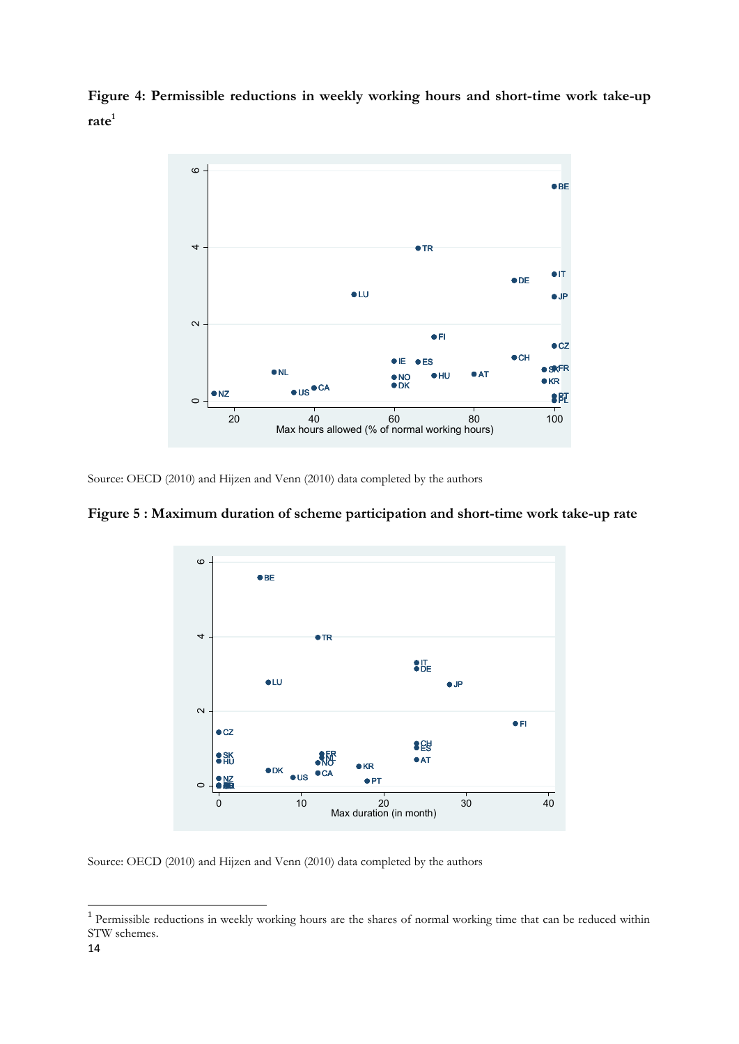**Figure 4: Permissible reductions in weekly working hours and short-time work take-up rate**[1]

Source: OECD (2010) and Hijzen and Venn (2010) data completed by the authors

**Figure 5 : Maximum duration of scheme participation and short-time work take-up rate**

Source: OECD (2010) and Hijzen and Venn (2010) data completed by the authors

[1] Permissible reductions in weekly working hours are the shares of normal working time that can be reduced within STW schemes.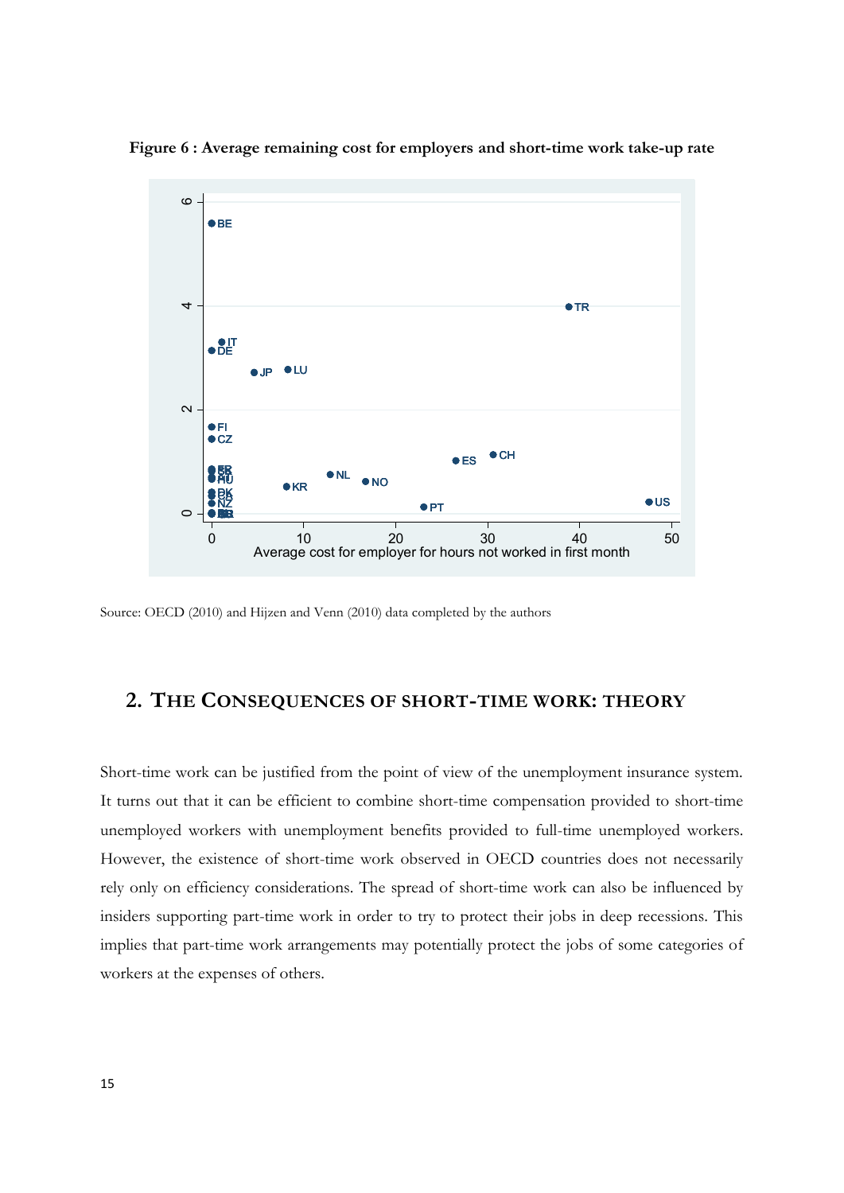**Figure 6 : Average remaining cost for employers and short-time work take-up rate**

Source: OECD (2010) and Hijzen and Venn (2010) data completed by the authors

## 2. THE CONSEQUENCES OF SHORT-TIME WORK: THEORY

Short-time work can be justified from the point of view of the unemployment insurance system. It turns out that it can be efficient to combine short-time compensation provided to short-time unemployed workers with unemployment benefits provided to full-time unemployed workers. However, the existence of short-time work observed in OECD countries does not necessarily rely only on efficiency considerations. The spread of short-time work can also be influenced by insiders supporting part-time work in order to try to protect their jobs in deep recessions. This implies that part-time work arrangements may potentially protect the jobs of some categories of workers at the expenses of others.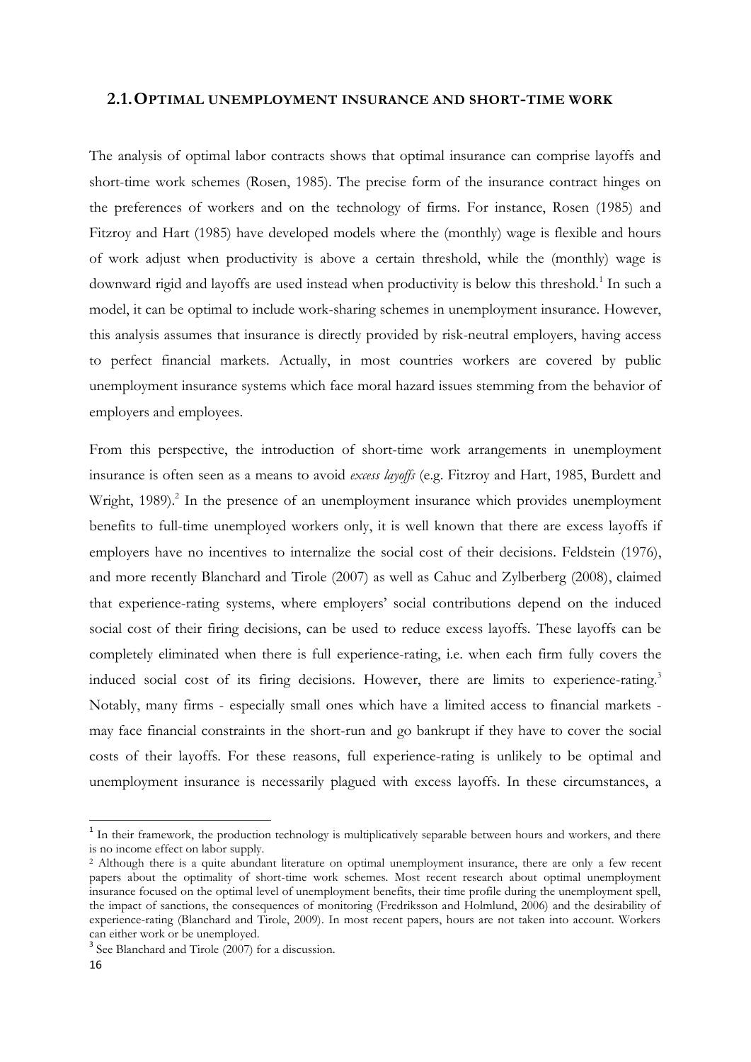## 2.1. OPTIMAL UNEMPLOYMENT INSURANCE AND SHORT-TIME WORK

The analysis of optimal labor contracts shows that optimal insurance can comprise layoffs and short-time work schemes (Rosen, 1985). The precise form of the insurance contract hinges on the preferences of workers and on the technology of firms. For instance, Rosen (1985) and Fitzroy and Hart (1985) have developed models where the (monthly) wage is flexible and hours of work adjust when productivity is above a certain threshold, while the (monthly) wage is downward rigid and layoffs are used instead when productivity is below this threshold.[1] In such a model, it can be optimal to include work-sharing schemes in unemployment insurance. However, this analysis assumes that insurance is directly provided by risk-neutral employers, having access to perfect financial markets. Actually, in most countries workers are covered by public unemployment insurance systems which face moral hazard issues stemming from the behavior of employers and employees.

From this perspective, the introduction of short-time work arrangements in unemployment insurance is often seen as a means to avoid *excess layoffs* (e.g. Fitzroy and Hart, 1985, Burdett and Wright, 1989).[2] In the presence of an unemployment insurance which provides unemployment benefits to full-time unemployed workers only, it is well known that there are excess layoffs if employers have no incentives to internalize the social cost of their decisions. Feldstein (1976), and more recently Blanchard and Tirole (2007) as well as Cahuc and Zylberberg (2008), claimed that experience-rating systems, where employers' social contributions depend on the induced social cost of their firing decisions, can be used to reduce excess layoffs. These layoffs can be completely eliminated when there is full experience-rating, i.e. when each firm fully covers the induced social cost of its firing decisions. However, there are limits to experience-rating.[3] Notably, many firms - especially small ones which have a limited access to financial markets - may face financial constraints in the short-run and go bankrupt if they have to cover the social costs of their layoffs. For these reasons, full experience-rating is unlikely to be optimal and unemployment insurance is necessarily plagued with excess layoffs. In these circumstances, a

---

[1] In their framework, the production technology is multiplicatively separable between hours and workers, and there is no income effect on labor supply.

[2] Although there is a quite abundant literature on optimal unemployment insurance, there are only a few recent papers about the optimality of short-time work schemes. Most recent research about optimal unemployment insurance focused on the optimal level of unemployment benefits, their time profile during the unemployment spell, the impact of sanctions, the consequences of monitoring (Fredriksson and Holmlund, 2006) and the desirability of experience-rating (Blanchard and Tirole, 2009). In most recent papers, hours are not taken into account. Workers can either work or be unemployed.

[3] See Blanchard and Tirole (2007) for a discussion.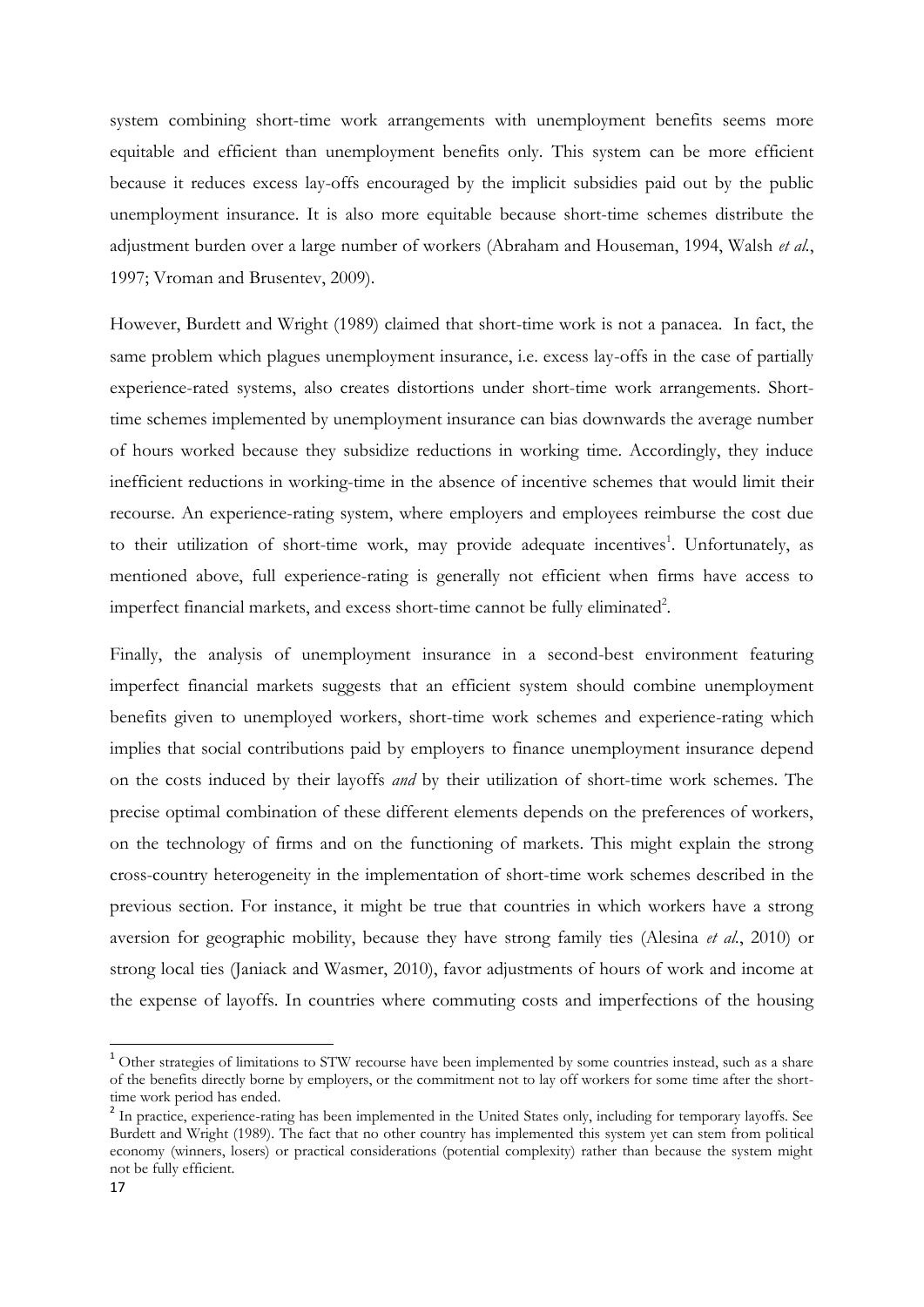system combining short-time work arrangements with unemployment benefits seems more equitable and efficient than unemployment benefits only. This system can be more efficient because it reduces excess lay-offs encouraged by the implicit subsidies paid out by the public unemployment insurance. It is also more equitable because short-time schemes distribute the adjustment burden over a large number of workers (Abraham and Houseman, 1994, Walsh *et al.*, 1997; Vroman and Brusentev, 2009).

However, Burdett and Wright (1989) claimed that short-time work is not a panacea. In fact, the same problem which plagues unemployment insurance, i.e. excess lay-offs in the case of partially experience-rated systems, also creates distortions under short-time work arrangements. Short-time schemes implemented by unemployment insurance can bias downwards the average number of hours worked because they subsidize reductions in working time. Accordingly, they induce inefficient reductions in working-time in the absence of incentive schemes that would limit their recourse. An experience-rating system, where employers and employees reimburse the cost due to their utilization of short-time work, may provide adequate incentives[1]. Unfortunately, as mentioned above, full experience-rating is generally not efficient when firms have access to imperfect financial markets, and excess short-time cannot be fully eliminated[2].

Finally, the analysis of unemployment insurance in a second-best environment featuring imperfect financial markets suggests that an efficient system should combine unemployment benefits given to unemployed workers, short-time work schemes and experience-rating which implies that social contributions paid by employers to finance unemployment insurance depend on the costs induced by their layoffs *and* by their utilization of short-time work schemes. The precise optimal combination of these different elements depends on the preferences of workers, on the technology of firms and on the functioning of markets. This might explain the strong cross-country heterogeneity in the implementation of short-time work schemes described in the previous section. For instance, it might be true that countries in which workers have a strong aversion for geographic mobility, because they have strong family ties (Alesina *et al.*, 2010) or strong local ties (Janiack and Wasmer, 2010), favor adjustments of hours of work and income at the expense of layoffs. In countries where commuting costs and imperfections of the housing

---

[1] Other strategies of limitations to STW recourse have been implemented by some countries instead, such as a share of the benefits directly borne by employers, or the commitment not to lay off workers for some time after the short-time work period has ended.

[2] In practice, experience-rating has been implemented in the United States only, including for temporary layoffs. See Burdett and Wright (1989). The fact that no other country has implemented this system yet can stem from political economy (winners, losers) or practical considerations (potential complexity) rather than because the system might not be fully efficient.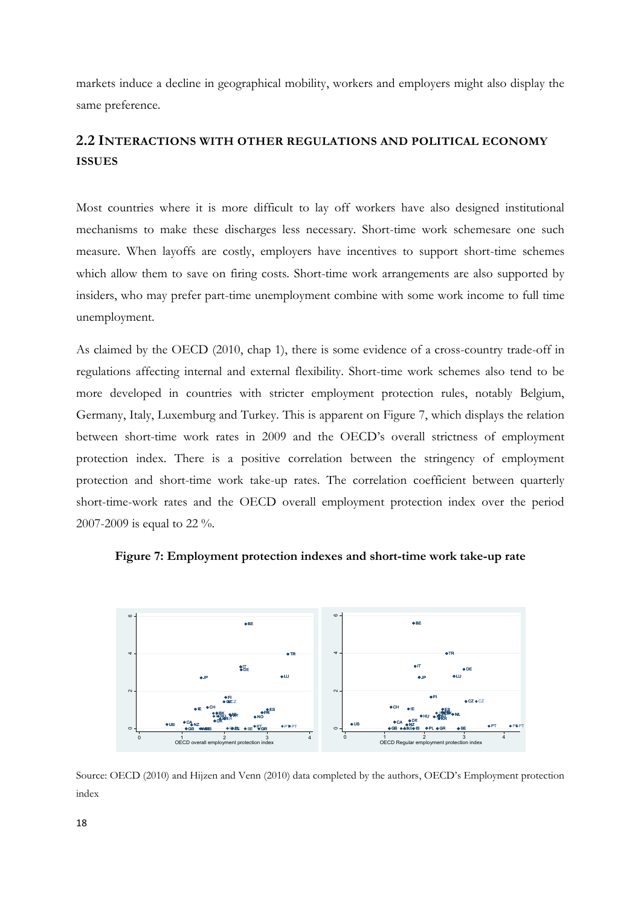markets induce a decline in geographical mobility, workers and employers might also display the same preference.

## 2.2 INTERACTIONS WITH OTHER REGULATIONS AND POLITICAL ECONOMY ISSUES

Most countries where it is more difficult to lay off workers have also designed institutional mechanisms to make these discharges less necessary. Short-time work schemesare one such measure. When layoffs are costly, employers have incentives to support short-time schemes which allow them to save on firing costs. Short-time work arrangements are also supported by insiders, who may prefer part-time unemployment combine with some work income to full time unemployment.

As claimed by the OECD (2010, chap 1), there is some evidence of a cross-country trade-off in regulations affecting internal and external flexibility. Short-time work schemes also tend to be more developed in countries with stricter employment protection rules, notably Belgium, Germany, Italy, Luxemburg and Turkey. This is apparent on Figure 7, which displays the relation between short-time work rates in 2009 and the OECD's overall strictness of employment protection index. There is a positive correlation between the stringency of employment protection and short-time work take-up rates. The correlation coefficient between quarterly short-time-work rates and the OECD overall employment protection index over the period 2007-2009 is equal to 22 %.

**Figure 7: Employment protection indexes and short-time work take-up rate**

Source: OECD (2010) and Hijzen and Venn (2010) data completed by the authors, OECD's Employment protection index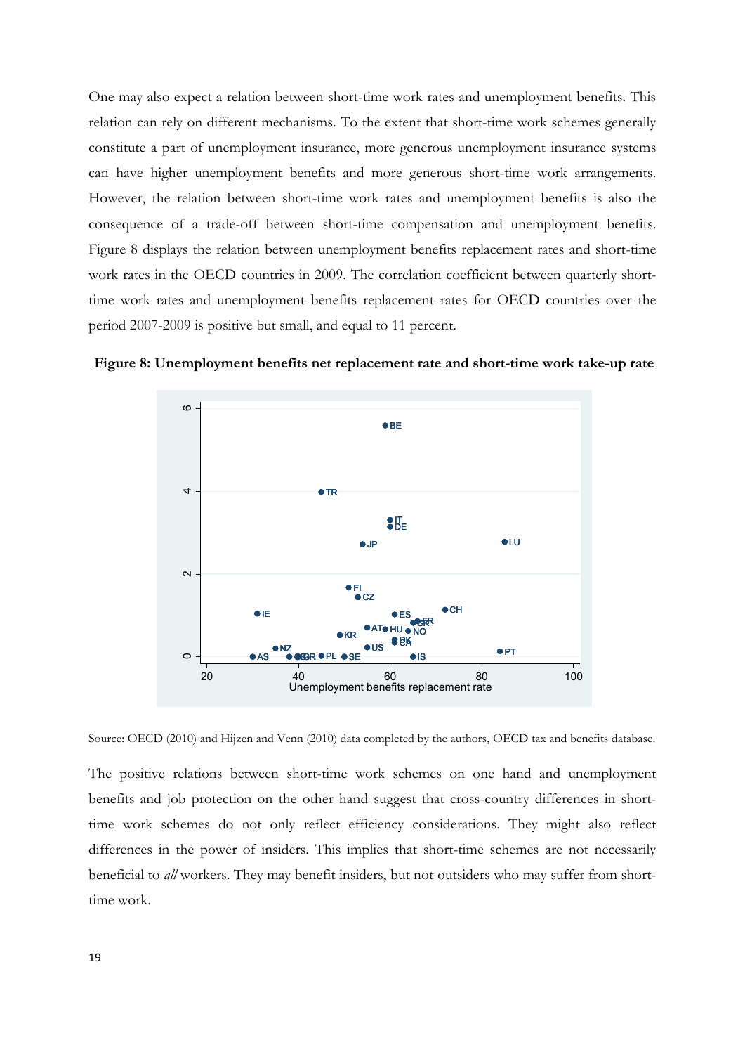One may also expect a relation between short-time work rates and unemployment benefits. This relation can rely on different mechanisms. To the extent that short-time work schemes generally constitute a part of unemployment insurance, more generous unemployment insurance systems can have higher unemployment benefits and more generous short-time work arrangements. However, the relation between short-time work rates and unemployment benefits is also the consequence of a trade-off between short-time compensation and unemployment benefits. Figure 8 displays the relation between unemployment benefits replacement rates and short-time work rates in the OECD countries in 2009. The correlation coefficient between quarterly short-time work rates and unemployment benefits replacement rates for OECD countries over the period 2007-2009 is positive but small, and equal to 11 percent.

**Figure 8: Unemployment benefits net replacement rate and short-time work take-up rate**

Source: OECD (2010) and Hijzen and Venn (2010) data completed by the authors, OECD tax and benefits database.

The positive relations between short-time work schemes on one hand and unemployment benefits and job protection on the other hand suggest that cross-country differences in short-time work schemes do not only reflect efficiency considerations. They might also reflect differences in the power of insiders. This implies that short-time schemes are not necessarily beneficial to *all* workers. They may benefit insiders, but not outsiders who may suffer from short-time work.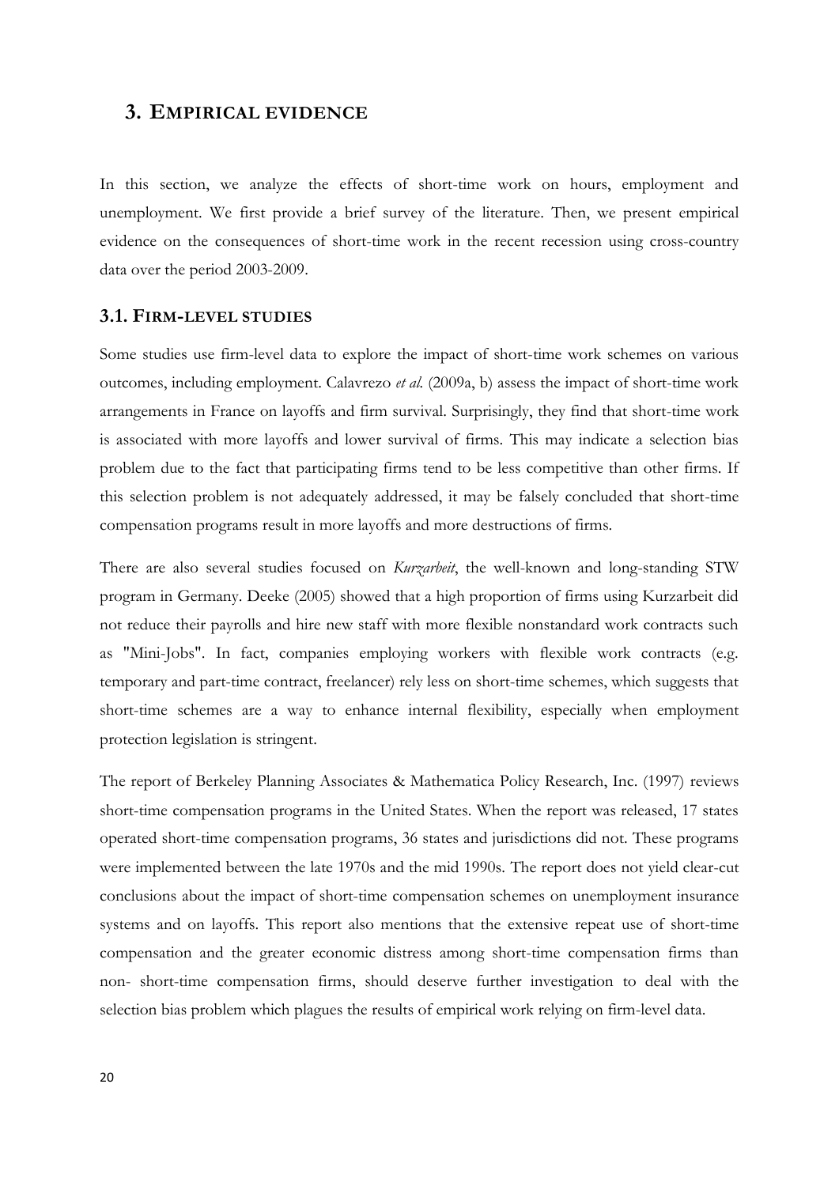## 3. Empirical evidence

In this section, we analyze the effects of short-time work on hours, employment and unemployment. We first provide a brief survey of the literature. Then, we present empirical evidence on the consequences of short-time work in the recent recession using cross-country data over the period 2003-2009.

### 3.1. Firm-level studies

Some studies use firm-level data to explore the impact of short-time work schemes on various outcomes, including employment. Calavrezo *et al.* (2009a, b) assess the impact of short-time work arrangements in France on layoffs and firm survival. Surprisingly, they find that short-time work is associated with more layoffs and lower survival of firms. This may indicate a selection bias problem due to the fact that participating firms tend to be less competitive than other firms. If this selection problem is not adequately addressed, it may be falsely concluded that short-time compensation programs result in more layoffs and more destructions of firms.

There are also several studies focused on *Kurzarbeit*, the well-known and long-standing STW program in Germany. Deeke (2005) showed that a high proportion of firms using Kurzarbeit did not reduce their payrolls and hire new staff with more flexible nonstandard work contracts such as "Mini-Jobs". In fact, companies employing workers with flexible work contracts (e.g. temporary and part-time contract, freelancer) rely less on short-time schemes, which suggests that short-time schemes are a way to enhance internal flexibility, especially when employment protection legislation is stringent.

The report of Berkeley Planning Associates & Mathematica Policy Research, Inc. (1997) reviews short-time compensation programs in the United States. When the report was released, 17 states operated short-time compensation programs, 36 states and jurisdictions did not. These programs were implemented between the late 1970s and the mid 1990s. The report does not yield clear-cut conclusions about the impact of short-time compensation schemes on unemployment insurance systems and on layoffs. This report also mentions that the extensive repeat use of short-time compensation and the greater economic distress among short-time compensation firms than non- short-time compensation firms, should deserve further investigation to deal with the selection bias problem which plagues the results of empirical work relying on firm-level data.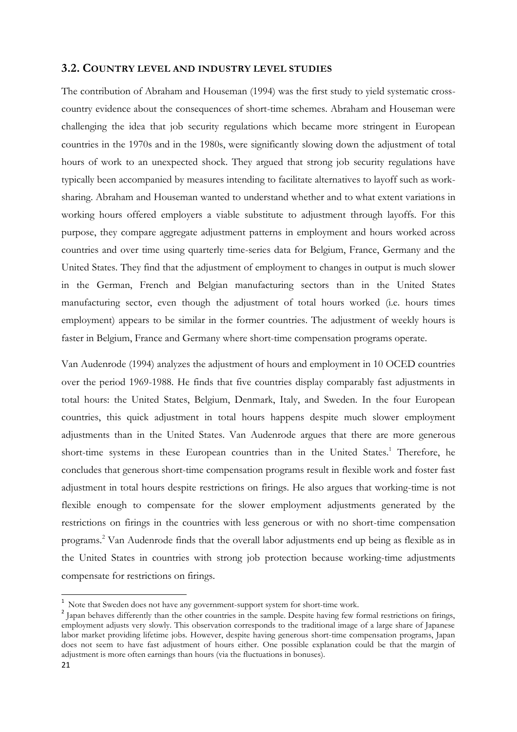### 3.2. COUNTRY LEVEL AND INDUSTRY LEVEL STUDIES

The contribution of Abraham and Houseman (1994) was the first study to yield systematic cross-country evidence about the consequences of short-time schemes. Abraham and Houseman were challenging the idea that job security regulations which became more stringent in European countries in the 1970s and in the 1980s, were significantly slowing down the adjustment of total hours of work to an unexpected shock. They argued that strong job security regulations have typically been accompanied by measures intending to facilitate alternatives to layoff such as work-sharing. Abraham and Houseman wanted to understand whether and to what extent variations in working hours offered employers a viable substitute to adjustment through layoffs. For this purpose, they compare aggregate adjustment patterns in employment and hours worked across countries and over time using quarterly time-series data for Belgium, France, Germany and the United States. They find that the adjustment of employment to changes in output is much slower in the German, French and Belgian manufacturing sectors than in the United States manufacturing sector, even though the adjustment of total hours worked (i.e. hours times employment) appears to be similar in the former countries. The adjustment of weekly hours is faster in Belgium, France and Germany where short-time compensation programs operate.

Van Audenrode (1994) analyzes the adjustment of hours and employment in 10 OCED countries over the period 1969-1988. He finds that five countries display comparably fast adjustments in total hours: the United States, Belgium, Denmark, Italy, and Sweden. In the four European countries, this quick adjustment in total hours happens despite much slower employment adjustments than in the United States. Van Audenrode argues that there are more generous short-time systems in these European countries than in the United States.[1] Therefore, he concludes that generous short-time compensation programs result in flexible work and foster fast adjustment in total hours despite restrictions on firings. He also argues that working-time is not flexible enough to compensate for the slower employment adjustments generated by the restrictions on firings in the countries with less generous or with no short-time compensation programs.[2] Van Audenrode finds that the overall labor adjustments end up being as flexible as in the United States in countries with strong job protection because working-time adjustments compensate for restrictions on firings.

[1] Note that Sweden does not have any government-support system for short-time work.

[2] Japan behaves differently than the other countries in the sample. Despite having few formal restrictions on firings, employment adjusts very slowly. This observation corresponds to the traditional image of a large share of Japanese labor market providing lifetime jobs. However, despite having generous short-time compensation programs, Japan does not seem to have fast adjustment of hours either. One possible explanation could be that the margin of adjustment is more often earnings than hours (via the fluctuations in bonuses).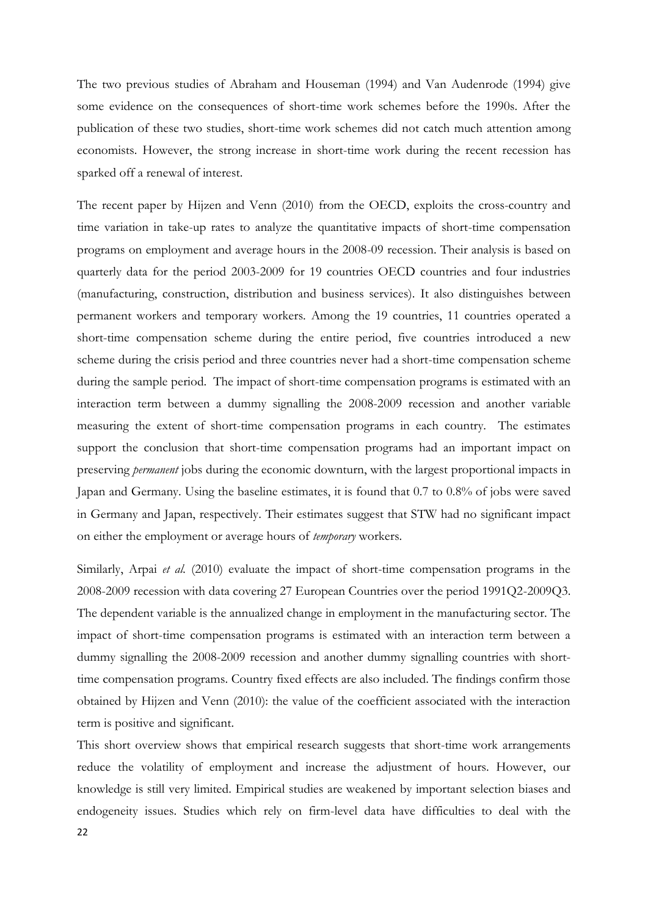The two previous studies of Abraham and Houseman (1994) and Van Audenrode (1994) give some evidence on the consequences of short-time work schemes before the 1990s. After the publication of these two studies, short-time work schemes did not catch much attention among economists. However, the strong increase in short-time work during the recent recession has sparked off a renewal of interest.

The recent paper by Hijzen and Venn (2010) from the OECD, exploits the cross-country and time variation in take-up rates to analyze the quantitative impacts of short-time compensation programs on employment and average hours in the 2008-09 recession. Their analysis is based on quarterly data for the period 2003-2009 for 19 countries OECD countries and four industries (manufacturing, construction, distribution and business services). It also distinguishes between permanent workers and temporary workers. Among the 19 countries, 11 countries operated a short-time compensation scheme during the entire period, five countries introduced a new scheme during the crisis period and three countries never had a short-time compensation scheme during the sample period. The impact of short-time compensation programs is estimated with an interaction term between a dummy signalling the 2008-2009 recession and another variable measuring the extent of short-time compensation programs in each country. The estimates support the conclusion that short-time compensation programs had an important impact on preserving *permanent* jobs during the economic downturn, with the largest proportional impacts in Japan and Germany. Using the baseline estimates, it is found that 0.7 to 0.8% of jobs were saved in Germany and Japan, respectively. Their estimates suggest that STW had no significant impact on either the employment or average hours of *temporary* workers.

Similarly, Arpai *et al.* (2010) evaluate the impact of short-time compensation programs in the 2008-2009 recession with data covering 27 European Countries over the period 1991Q2-2009Q3. The dependent variable is the annualized change in employment in the manufacturing sector. The impact of short-time compensation programs is estimated with an interaction term between a dummy signalling the 2008-2009 recession and another dummy signalling countries with short-time compensation programs. Country fixed effects are also included. The findings confirm those obtained by Hijzen and Venn (2010): the value of the coefficient associated with the interaction term is positive and significant.

This short overview shows that empirical research suggests that short-time work arrangements reduce the volatility of employment and increase the adjustment of hours. However, our knowledge is still very limited. Empirical studies are weakened by important selection biases and endogeneity issues. Studies which rely on firm-level data have difficulties to deal with the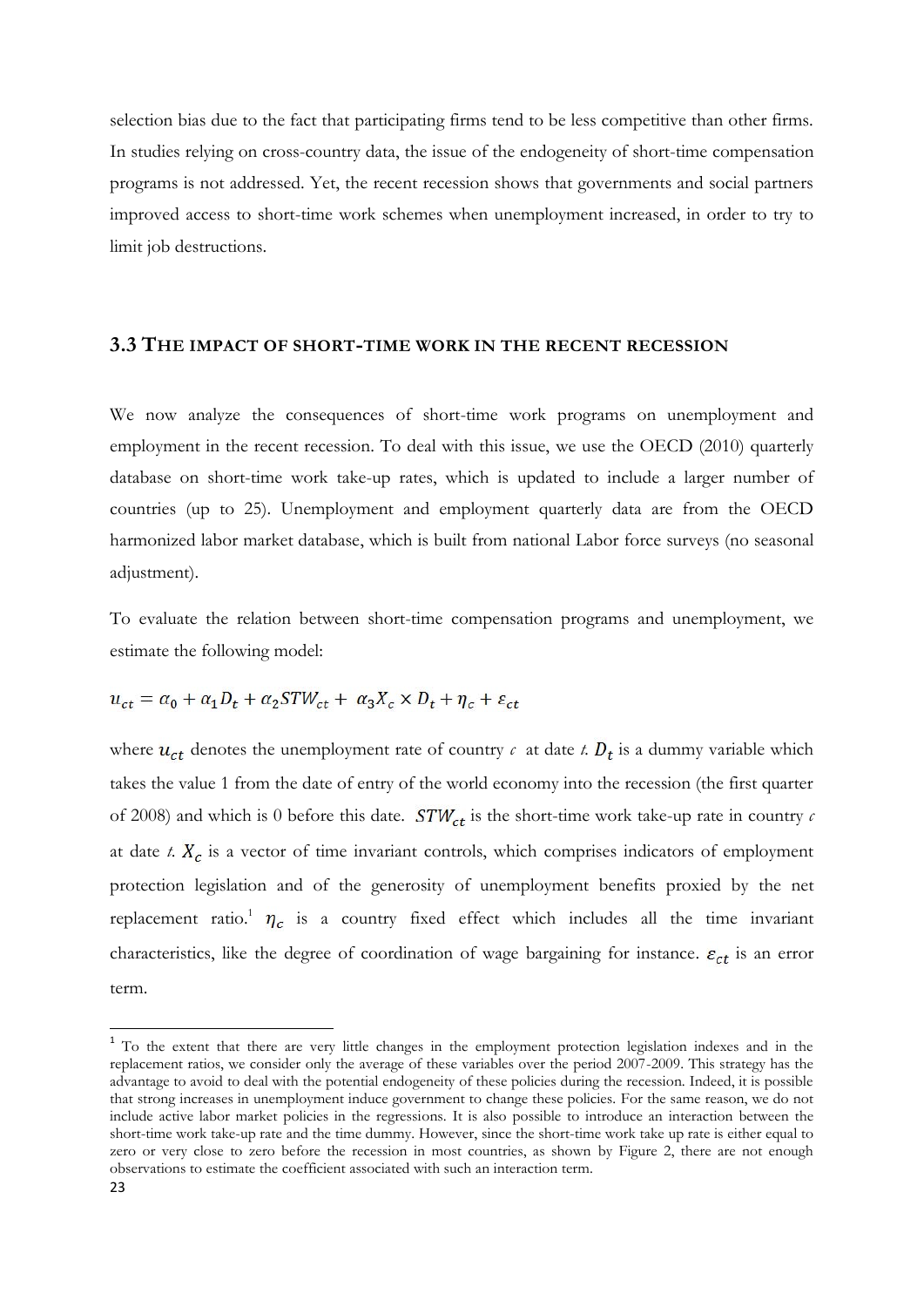selection bias due to the fact that participating firms tend to be less competitive than other firms. In studies relying on cross-country data, the issue of the endogeneity of short-time compensation programs is not addressed. Yet, the recent recession shows that governments and social partners improved access to short-time work schemes when unemployment increased, in order to try to limit job destructions.

### 3.3 THE IMPACT OF SHORT-TIME WORK IN THE RECENT RECESSION

We now analyze the consequences of short-time work programs on unemployment and employment in the recent recession. To deal with this issue, we use the OECD (2010) quarterly database on short-time work take-up rates, which is updated to include a larger number of countries (up to 25). Unemployment and employment quarterly data are from the OECD harmonized labor market database, which is built from national Labor force surveys (no seasonal adjustment).

To evaluate the relation between short-time compensation programs and unemployment, we estimate the following model:

$$u_{ct} = \alpha_0 + \alpha_1 D_t + \alpha_2 STW_{ct} + \alpha_3 X_c \times D_t + \eta_c + \varepsilon_{ct}$$

where $u_{ct}$ denotes the unemployment rate of country $c$ at date $t$. $D_t$ is a dummy variable which takes the value 1 from the date of entry of the world economy into the recession (the first quarter of 2008) and which is 0 before this date. $STW_{ct}$ is the short-time work take-up rate in country $c$ at date $t$. $X_c$ is a vector of time invariant controls, which comprises indicators of employment protection legislation and of the generosity of unemployment benefits proxied by the net replacement ratio.[1] $\eta_c$ is a country fixed effect which includes all the time invariant characteristics, like the degree of coordination of wage bargaining for instance. $\varepsilon_{ct}$ is an error term.

---

[1] To the extent that there are very little changes in the employment protection legislation indexes and in the replacement ratios, we consider only the average of these variables over the period 2007-2009. This strategy has the advantage to avoid to deal with the potential endogeneity of these policies during the recession. Indeed, it is possible that strong increases in unemployment induce government to change these policies. For the same reason, we do not include active labor market policies in the regressions. It is also possible to introduce an interaction between the short-time work take-up rate and the time dummy. However, since the short-time work take up rate is either equal to zero or very close to zero before the recession in most countries, as shown by Figure 2, there are not enough observations to estimate the coefficient associated with such an interaction term.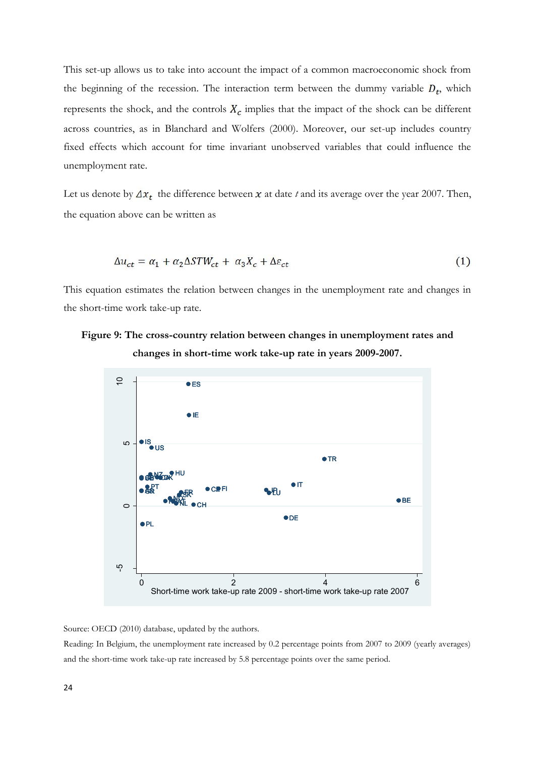This set-up allows us to take into account the impact of a common macroeconomic shock from the beginning of the recession. The interaction term between the dummy variable $D_t$, which represents the shock, and the controls $X_c$ implies that the impact of the shock can be different across countries, as in Blanchard and Wolfers (2000). Moreover, our set-up includes country fixed effects which account for time invariant unobserved variables that could influence the unemployment rate.

Let us denote by $\Delta x_t$ the difference between $x$ at date $t$ and its average over the year 2007. Then, the equation above can be written as

$$\Delta u_{ct} = \alpha_1 + \alpha_2 \Delta STW_{ct} + \alpha_3 X_c + \Delta\varepsilon_{ct} \tag{1}$$

This equation estimates the relation between changes in the unemployment rate and changes in the short-time work take-up rate.

**Figure 9: The cross-country relation between changes in unemployment rates and changes in short-time work take-up rate in years 2009-2007.**

Source: OECD (2010) database, updated by the authors.

Reading: In Belgium, the unemployment rate increased by 0.2 percentage points from 2007 to 2009 (yearly averages) and the short-time work take-up rate increased by 5.8 percentage points over the same period.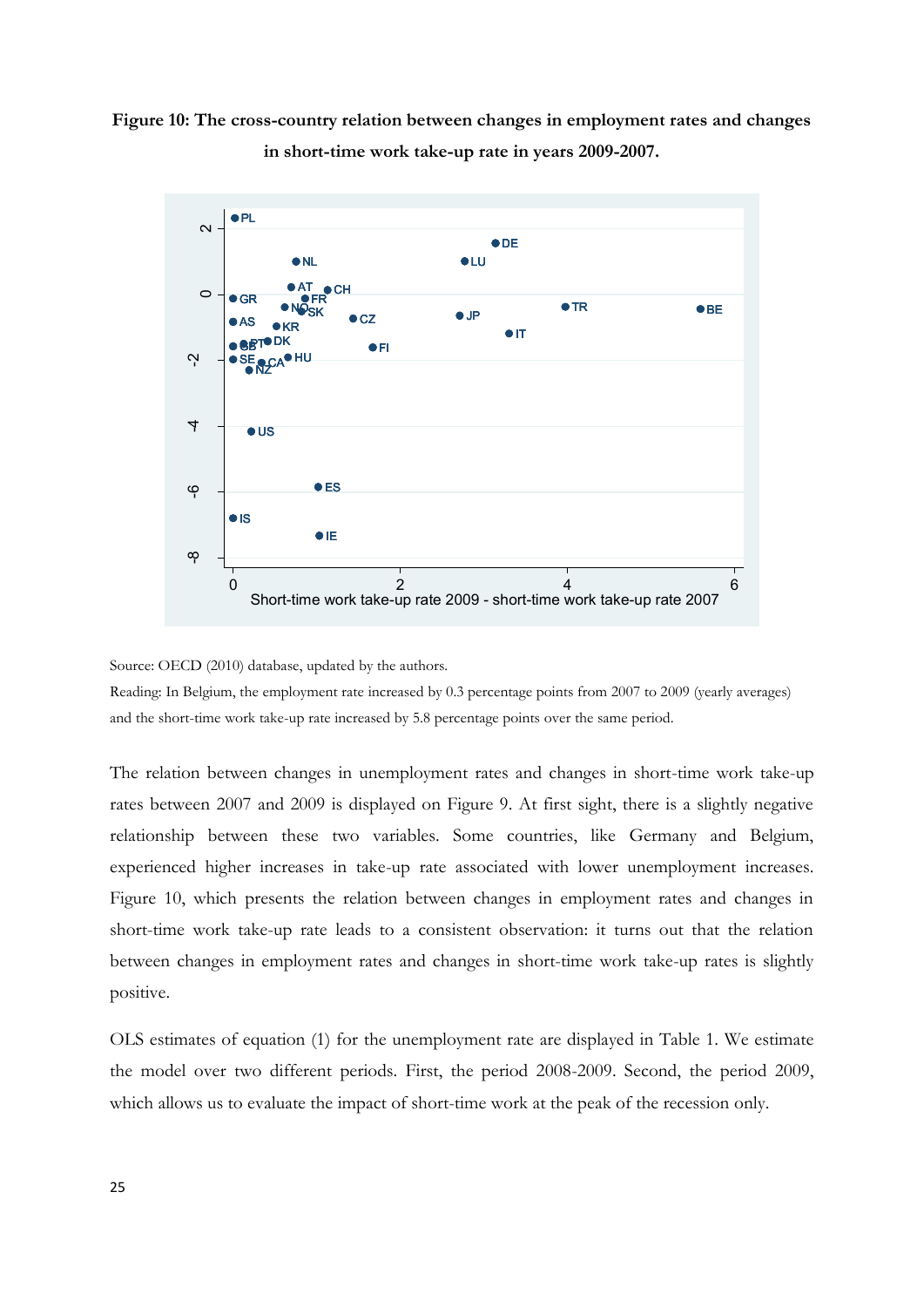**Figure 10: The cross-country relation between changes in employment rates and changes in short-time work take-up rate in years 2009-2007.**

Source: OECD (2010) database, updated by the authors.

Reading: In Belgium, the employment rate increased by 0.3 percentage points from 2007 to 2009 (yearly averages) and the short-time work take-up rate increased by 5.8 percentage points over the same period.

The relation between changes in unemployment rates and changes in short-time work take-up rates between 2007 and 2009 is displayed on Figure 9. At first sight, there is a slightly negative relationship between these two variables. Some countries, like Germany and Belgium, experienced higher increases in take-up rate associated with lower unemployment increases. Figure 10, which presents the relation between changes in employment rates and changes in short-time work take-up rate leads to a consistent observation: it turns out that the relation between changes in employment rates and changes in short-time work take-up rates is slightly positive.

OLS estimates of equation (1) for the unemployment rate are displayed in Table 1. We estimate the model over two different periods. First, the period 2008-2009. Second, the period 2009, which allows us to evaluate the impact of short-time work at the peak of the recession only.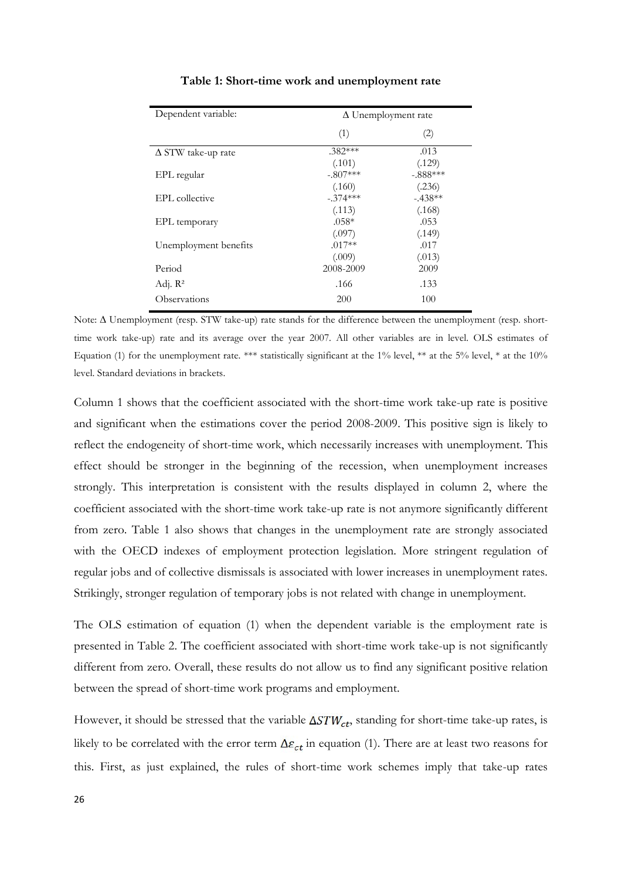**Table 1: Short-time work and unemployment rate**

| Dependent variable: | Δ Unemployment rate | |
|---|---|---|
| | (1) | (2) |
| Δ STW take-up rate | .382*** | .013 |
| | (.101) | (.129) |
| EPL regular | -.807*** | -.888*** |
| | (.160) | (.236) |
| EPL collective | -.374*** | -.438** |
| | (.113) | (.168) |
| EPL temporary | .058* | .053 |
| | (.097) | (.149) |
| Unemployment benefits | .017** | .017 |
| | (.009) | (.013) |
| Period | 2008-2009 | 2009 |
| Adj. $R^2$ | .166 | .133 |
| Observations | 200 | 100 |

Note: Δ Unemployment (resp. STW take-up) rate stands for the difference between the unemployment (resp. short-time work take-up) rate and its average over the year 2007. All other variables are in level. OLS estimates of Equation (1) for the unemployment rate. *** statistically significant at the 1% level, ** at the 5% level, * at the 10% level. Standard deviations in brackets.

Column 1 shows that the coefficient associated with the short-time work take-up rate is positive and significant when the estimations cover the period 2008-2009. This positive sign is likely to reflect the endogeneity of short-time work, which necessarily increases with unemployment. This effect should be stronger in the beginning of the recession, when unemployment increases strongly. This interpretation is consistent with the results displayed in column 2, where the coefficient associated with the short-time work take-up rate is not anymore significantly different from zero. Table 1 also shows that changes in the unemployment rate are strongly associated with the OECD indexes of employment protection legislation. More stringent regulation of regular jobs and of collective dismissals is associated with lower increases in unemployment rates. Strikingly, stronger regulation of temporary jobs is not related with change in unemployment.

The OLS estimation of equation (1) when the dependent variable is the employment rate is presented in Table 2. The coefficient associated with short-time work take-up is not significantly different from zero. Overall, these results do not allow us to find any significant positive relation between the spread of short-time work programs and employment.

However, it should be stressed that the variable $\Delta STW_{ct}$, standing for short-time take-up rates, is likely to be correlated with the error term $\Delta\varepsilon_{ct}$ in equation (1). There are at least two reasons for this. First, as just explained, the rules of short-time work schemes imply that take-up rates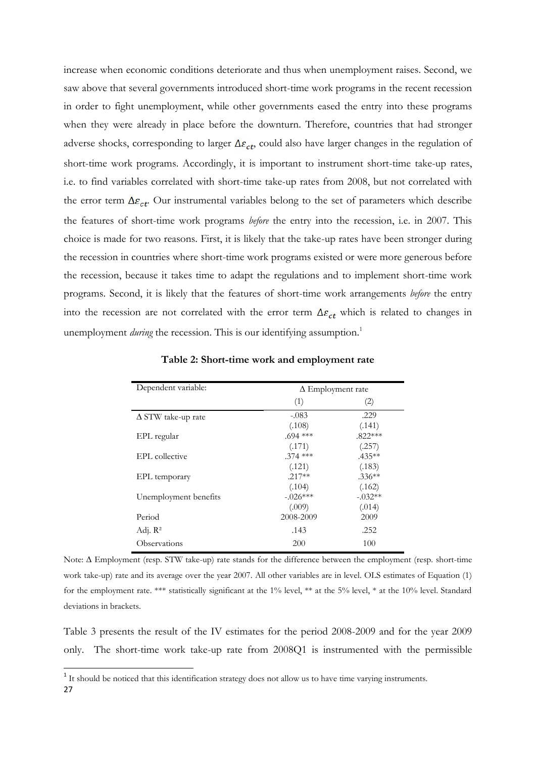increase when economic conditions deteriorate and thus when unemployment raises. Second, we saw above that several governments introduced short-time work programs in the recent recession in order to fight unemployment, while other governments eased the entry into these programs when they were already in place before the downturn. Therefore, countries that had stronger adverse shocks, corresponding to larger $\Delta\varepsilon_{ct}$, could also have larger changes in the regulation of short-time work programs. Accordingly, it is important to instrument short-time take-up rates, i.e. to find variables correlated with short-time take-up rates from 2008, but not correlated with the error term $\Delta\varepsilon_{ct}$. Our instrumental variables belong to the set of parameters which describe the features of short-time work programs *before* the entry into the recession, i.e. in 2007. This choice is made for two reasons. First, it is likely that the take-up rates have been stronger during the recession in countries where short-time work programs existed or were more generous before the recession, because it takes time to adapt the regulations and to implement short-time work programs. Second, it is likely that the features of short-time work arrangements *before* the entry into the recession are not correlated with the error term $\Delta\varepsilon_{ct}$ which is related to changes in unemployment *during* the recession. This is our identifying assumption.[1]

**Table 2: Short-time work and employment rate**

| Dependent variable: | Δ Employment rate | |
|---|---|---|
| | (1) | (2) |
| Δ STW take-up rate | -.083 | .229 |
| | (.108) | (.141) |
| EPL regular | .694 *** | .822*** |
| | (.171) | (.257) |
| EPL collective | .374 *** | .435** |
| | (.121) | (.183) |
| EPL temporary | .217** | .336** |
| | (.104) | (.162) |
| Unemployment benefits | -.026*** | -.032** |
| | (.009) | (.014) |
| Period | 2008-2009 | 2009 |
| Adj. $R^2$ | .143 | .252 |
| Observations | 200 | 100 |

Note: Δ Employment (resp. STW take-up) rate stands for the difference between the employment (resp. short-time work take-up) rate and its average over the year 2007. All other variables are in level. OLS estimates of Equation (1) for the employment rate. *** statistically significant at the 1% level, ** at the 5% level, * at the 10% level. Standard deviations in brackets.

Table 3 presents the result of the IV estimates for the period 2008-2009 and for the year 2009 only. The short-time work take-up rate from 2008Q1 is instrumented with the permissible

[1] It should be noticed that this identification strategy does not allow us to have time varying instruments.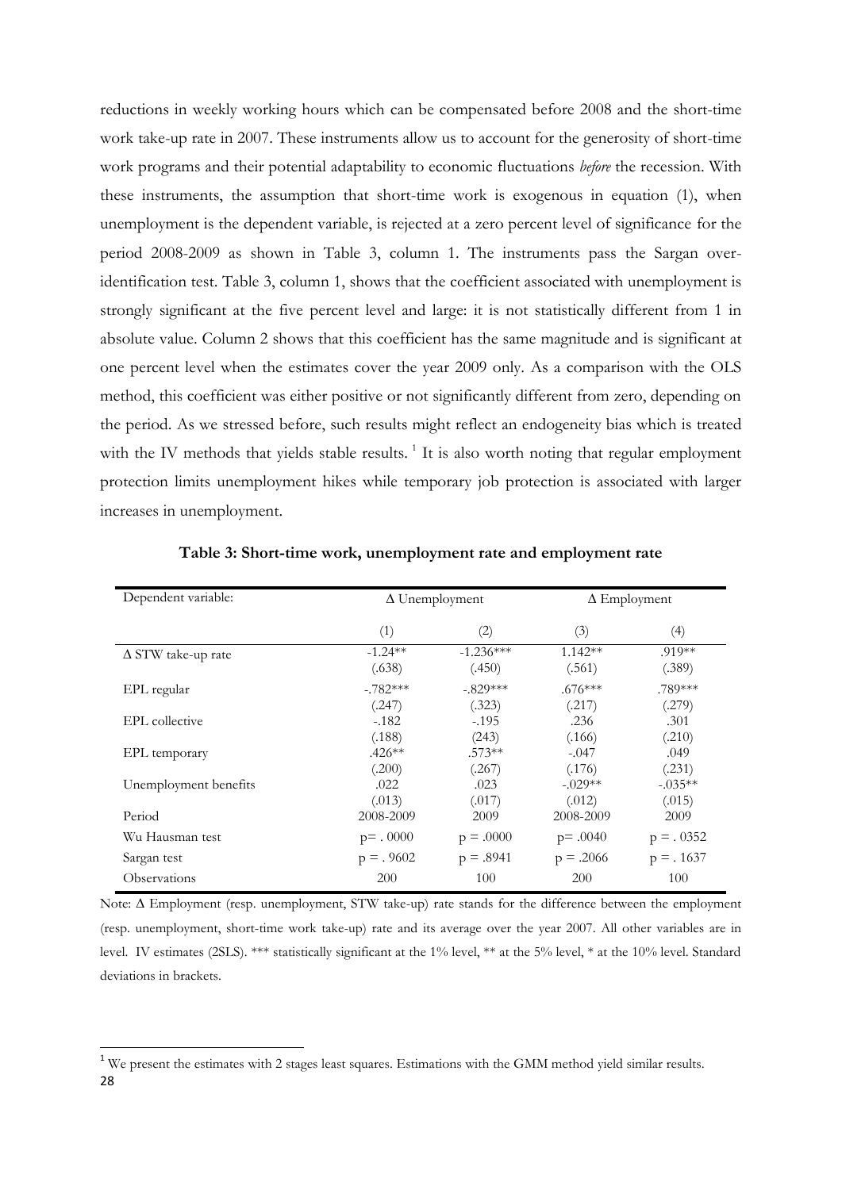reductions in weekly working hours which can be compensated before 2008 and the short-time work take-up rate in 2007. These instruments allow us to account for the generosity of short-time work programs and their potential adaptability to economic fluctuations *before* the recession. With these instruments, the assumption that short-time work is exogenous in equation (1), when unemployment is the dependent variable, is rejected at a zero percent level of significance for the period 2008-2009 as shown in Table 3, column 1. The instruments pass the Sargan over-identification test. Table 3, column 1, shows that the coefficient associated with unemployment is strongly significant at the five percent level and large: it is not statistically different from 1 in absolute value. Column 2 shows that this coefficient has the same magnitude and is significant at one percent level when the estimates cover the year 2009 only. As a comparison with the OLS method, this coefficient was either positive or not significantly different from zero, depending on the period. As we stressed before, such results might reflect an endogeneity bias which is treated with the IV methods that yields stable results. [1] It is also worth noting that regular employment protection limits unemployment hikes while temporary job protection is associated with larger increases in unemployment.

**Table 3: Short-time work, unemployment rate and employment rate**

| Dependent variable: | Δ Unemployment | | Δ Employment | |
|---|---|---|---|---|
| | (1) | (2) | (3) | (4) |
| Δ STW take-up rate | -1.24** | -1.236*** | 1.142** | .919** |
| | (.638) | (.450) | (.561) | (.389) |
| EPL regular | -.782*** | -.829*** | .676*** | .789*** |
| | (.247) | (.323) | (.217) | (.279) |
| EPL collective | -.182 | -.195 | .236 | .301 |
| | (.188) | (243) | (.166) | (.210) |
| EPL temporary | .426** | .573** | -.047 | .049 |
| | (.200) | (.267) | (.176) | (.231) |
| Unemployment benefits | .022 | .023 | -.029** | -.035** |
| | (.013) | (.017) | (.012) | (.015) |
| Period | 2008-2009 | 2009 | 2008-2009 | 2009 |
| Wu Hausman test | p= . 0000 | p = .0000 | p= .0040 | p = . 0352 |
| Sargan test | p = . 9602 | p = .8941 | p = .2066 | p = . 1637 |
| Observations | 200 | 100 | 200 | 100 |

Note: Δ Employment (resp. unemployment, STW take-up) rate stands for the difference between the employment (resp. unemployment, short-time work take-up) rate and its average over the year 2007. All other variables are in level. IV estimates (2SLS). *** statistically significant at the 1% level, ** at the 5% level, * at the 10% level. Standard deviations in brackets.

[1] We present the estimates with 2 stages least squares. Estimations with the GMM method yield similar results.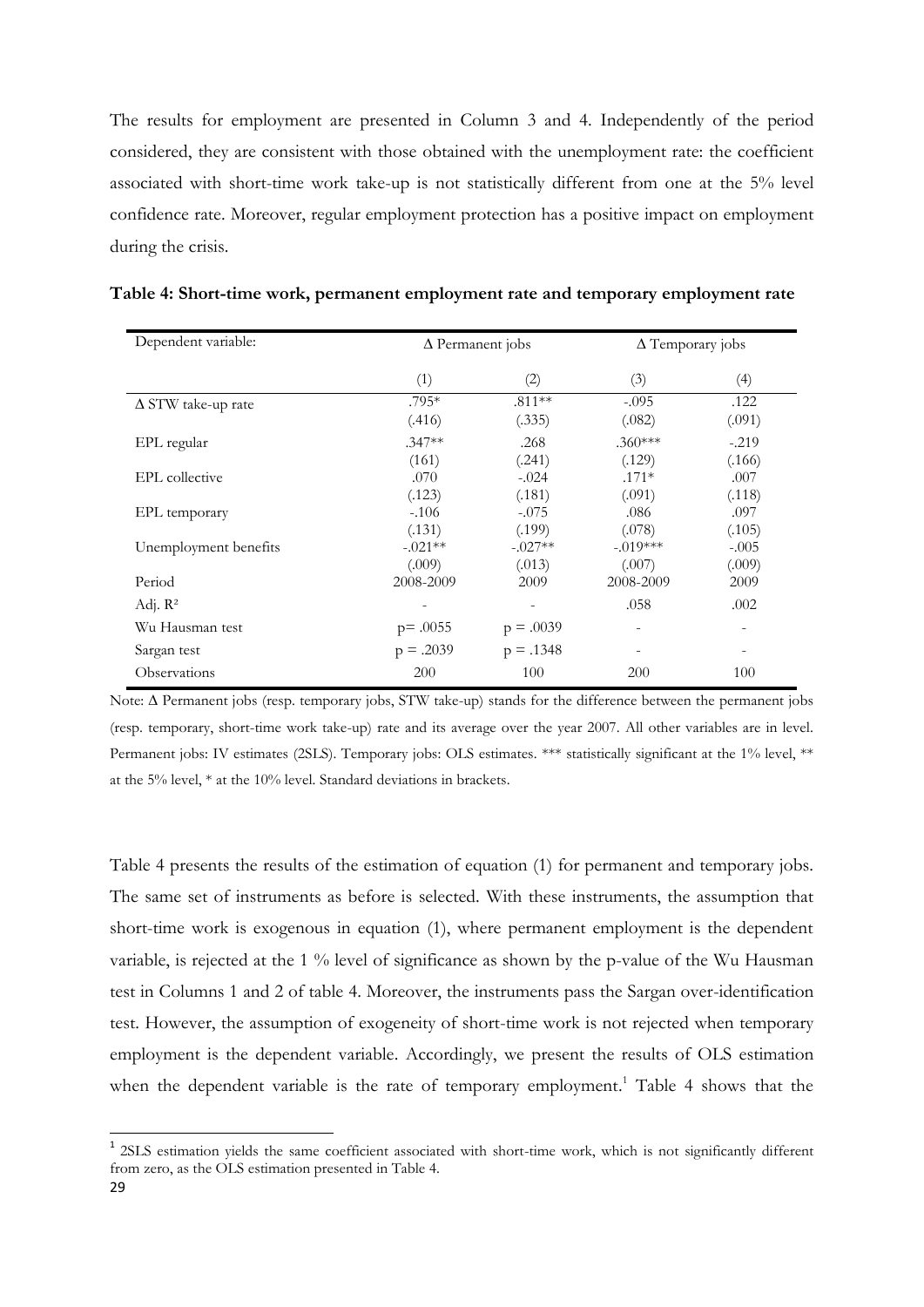The results for employment are presented in Column 3 and 4. Independently of the period considered, they are consistent with those obtained with the unemployment rate: the coefficient associated with short-time work take-up is not statistically different from one at the 5% level confidence rate. Moreover, regular employment protection has a positive impact on employment during the crisis.

**Table 4: Short-time work, permanent employment rate and temporary employment rate**

| Dependent variable: | Δ Permanent jobs | | Δ Temporary jobs | |
|---|---|---|---|---|
| | (1) | (2) | (3) | (4) |
| Δ STW take-up rate | .795* | .811** | -.095 | .122 |
| | (.416) | (.335) | (.082) | (.091) |
| EPL regular | .347** | .268 | .360*** | -.219 |
| | (161) | (.241) | (.129) | (.166) |
| EPL collective | .070 | -.024 | .171* | .007 |
| | (.123) | (.181) | (.091) | (.118) |
| EPL temporary | -.106 | -.075 | .086 | .097 |
| | (.131) | (.199) | (.078) | (.105) |
| Unemployment benefits | -.021** | -.027** | -.019*** | -.005 |
| | (.009) | (.013) | (.007) | (.009) |
| Period | 2008-2009 | 2009 | 2008-2009 | 2009 |
| Adj. $R^2$ | - | - | .058 | .002 |
| Wu Hausman test | p= .0055 | p = .0039 | - | - |
| Sargan test | p = .2039 | p = .1348 | - | - |
| Observations | 200 | 100 | 200 | 100 |

Note: Δ Permanent jobs (resp. temporary jobs, STW take-up) stands for the difference between the permanent jobs (resp. temporary, short-time work take-up) rate and its average over the year 2007. All other variables are in level. Permanent jobs: IV estimates (2SLS). Temporary jobs: OLS estimates. *** statistically significant at the 1% level, ** at the 5% level, * at the 10% level. Standard deviations in brackets.

Table 4 presents the results of the estimation of equation (1) for permanent and temporary jobs. The same set of instruments as before is selected. With these instruments, the assumption that short-time work is exogenous in equation (1), where permanent employment is the dependent variable, is rejected at the 1 % level of significance as shown by the p-value of the Wu Hausman test in Columns 1 and 2 of table 4. Moreover, the instruments pass the Sargan over-identification test. However, the assumption of exogeneity of short-time work is not rejected when temporary employment is the dependent variable. Accordingly, we present the results of OLS estimation when the dependent variable is the rate of temporary employment.[1] Table 4 shows that the

[1] 2SLS estimation yields the same coefficient associated with short-time work, which is not significantly different from zero, as the OLS estimation presented in Table 4.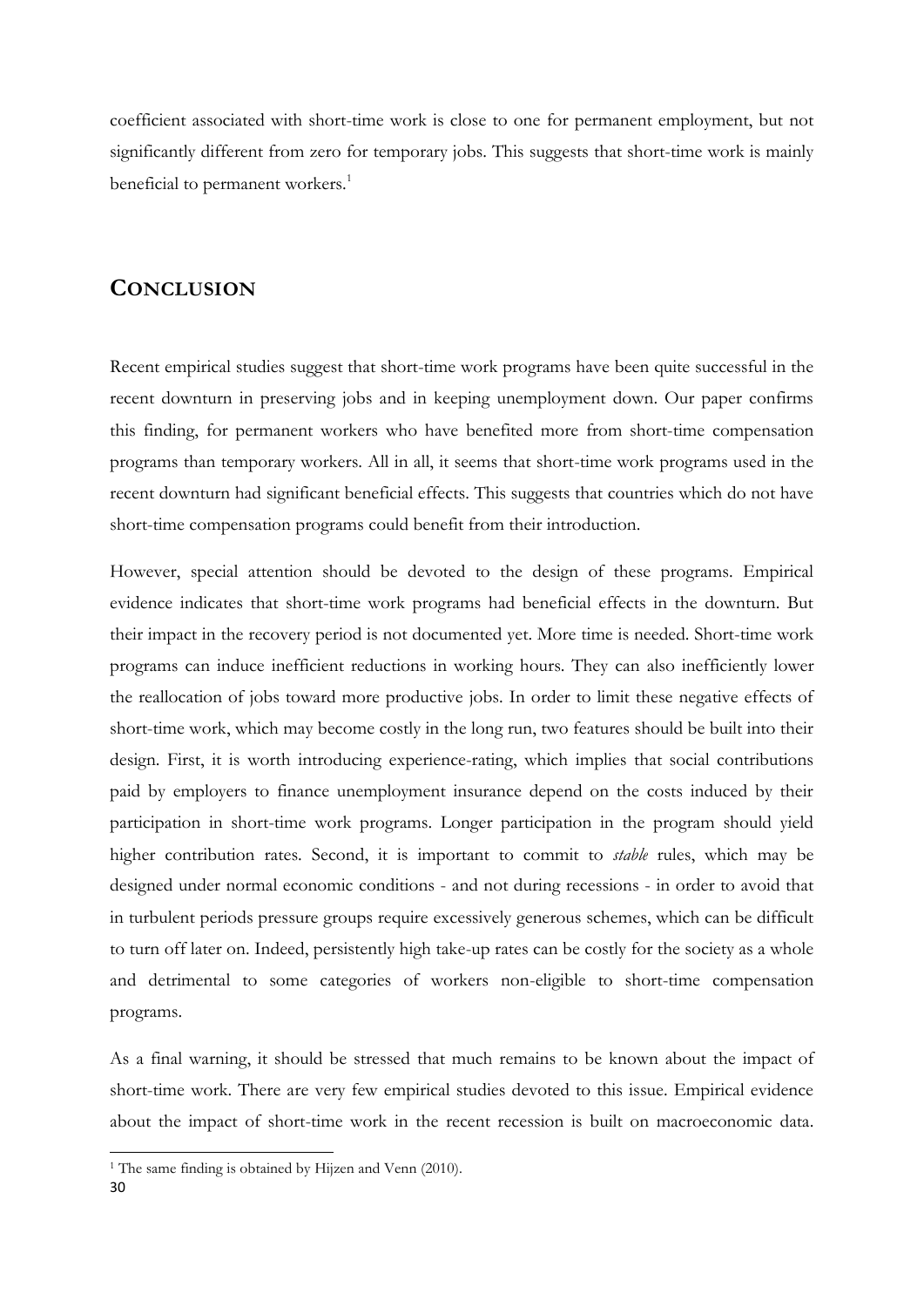coefficient associated with short-time work is close to one for permanent employment, but not significantly different from zero for temporary jobs. This suggests that short-time work is mainly beneficial to permanent workers.[1]

## CONCLUSION

Recent empirical studies suggest that short-time work programs have been quite successful in the recent downturn in preserving jobs and in keeping unemployment down. Our paper confirms this finding, for permanent workers who have benefited more from short-time compensation programs than temporary workers. All in all, it seems that short-time work programs used in the recent downturn had significant beneficial effects. This suggests that countries which do not have short-time compensation programs could benefit from their introduction.

However, special attention should be devoted to the design of these programs. Empirical evidence indicates that short-time work programs had beneficial effects in the downturn. But their impact in the recovery period is not documented yet. More time is needed. Short-time work programs can induce inefficient reductions in working hours. They can also inefficiently lower the reallocation of jobs toward more productive jobs. In order to limit these negative effects of short-time work, which may become costly in the long run, two features should be built into their design. First, it is worth introducing experience-rating, which implies that social contributions paid by employers to finance unemployment insurance depend on the costs induced by their participation in short-time work programs. Longer participation in the program should yield higher contribution rates. Second, it is important to commit to *stable* rules, which may be designed under normal economic conditions - and not during recessions - in order to avoid that in turbulent periods pressure groups require excessively generous schemes, which can be difficult to turn off later on. Indeed, persistently high take-up rates can be costly for the society as a whole and detrimental to some categories of workers non-eligible to short-time compensation programs.

As a final warning, it should be stressed that much remains to be known about the impact of short-time work. There are very few empirical studies devoted to this issue. Empirical evidence about the impact of short-time work in the recent recession is built on macroeconomic data.

[1] The same finding is obtained by Hijzen and Venn (2010).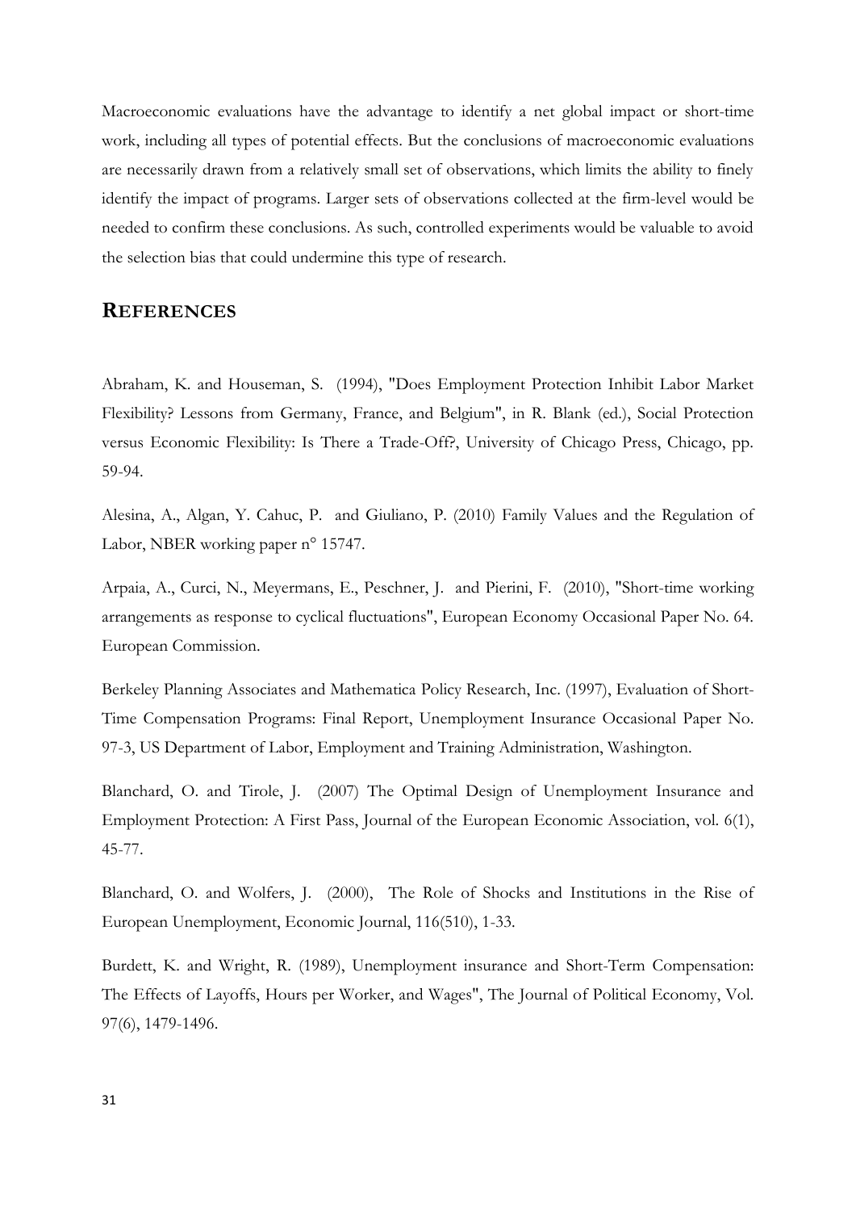Macroeconomic evaluations have the advantage to identify a net global impact or short-time work, including all types of potential effects. But the conclusions of macroeconomic evaluations are necessarily drawn from a relatively small set of observations, which limits the ability to finely identify the impact of programs. Larger sets of observations collected at the firm-level would be needed to confirm these conclusions. As such, controlled experiments would be valuable to avoid the selection bias that could undermine this type of research.

## REFERENCES

Abraham, K. and Houseman, S. (1994), "Does Employment Protection Inhibit Labor Market Flexibility? Lessons from Germany, France, and Belgium", in R. Blank (ed.), Social Protection versus Economic Flexibility: Is There a Trade-Off?, University of Chicago Press, Chicago, pp. 59-94.

Alesina, A., Algan, Y. Cahuc, P. and Giuliano, P. (2010) Family Values and the Regulation of Labor, NBER working paper n° 15747.

Arpaia, A., Curci, N., Meyermans, E., Peschner, J. and Pierini, F. (2010), "Short-time working arrangements as response to cyclical fluctuations", European Economy Occasional Paper No. 64. European Commission.

Berkeley Planning Associates and Mathematica Policy Research, Inc. (1997), Evaluation of Short-Time Compensation Programs: Final Report, Unemployment Insurance Occasional Paper No. 97-3, US Department of Labor, Employment and Training Administration, Washington.

Blanchard, O. and Tirole, J. (2007) The Optimal Design of Unemployment Insurance and Employment Protection: A First Pass, Journal of the European Economic Association, vol. 6(1), 45-77.

Blanchard, O. and Wolfers, J. (2000), The Role of Shocks and Institutions in the Rise of European Unemployment, Economic Journal, 116(510), 1-33.

Burdett, K. and Wright, R. (1989), Unemployment insurance and Short-Term Compensation: The Effects of Layoffs, Hours per Worker, and Wages", The Journal of Political Economy, Vol. 97(6), 1479-1496.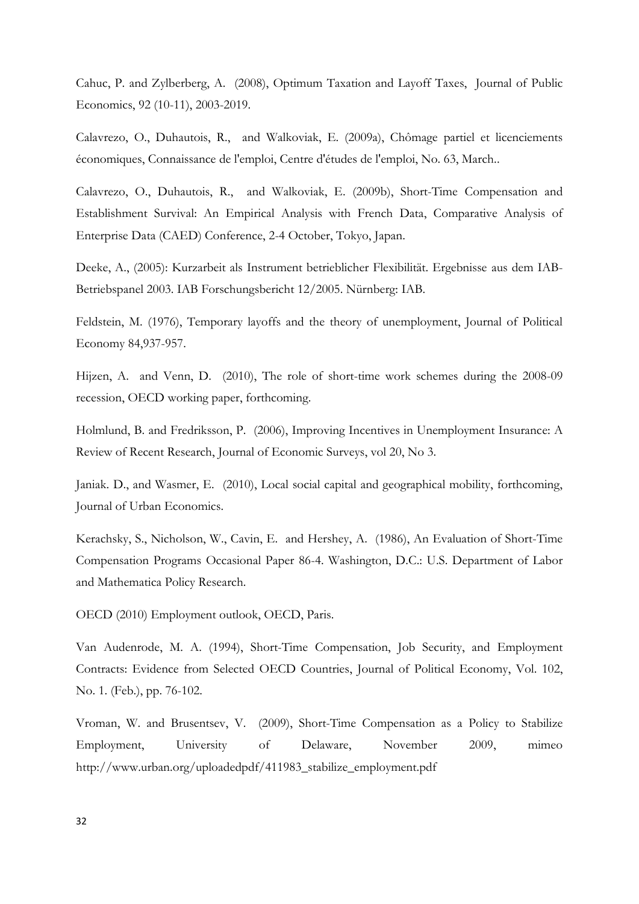Cahuc, P. and Zylberberg, A. (2008), Optimum Taxation and Layoff Taxes, Journal of Public Economics, 92 (10-11), 2003-2019.

Calavrezo, O., Duhautois, R., and Walkoviak, E. (2009a), Chômage partiel et licenciements économiques, Connaissance de l'emploi, Centre d'études de l'emploi, No. 63, March..

Calavrezo, O., Duhautois, R., and Walkoviak, E. (2009b), Short-Time Compensation and Establishment Survival: An Empirical Analysis with French Data, Comparative Analysis of Enterprise Data (CAED) Conference, 2-4 October, Tokyo, Japan.

Deeke, A., (2005): Kurzarbeit als Instrument betrieblicher Flexibilität. Ergebnisse aus dem IAB-Betriebspanel 2003. IAB Forschungsbericht 12/2005. Nürnberg: IAB.

Feldstein, M. (1976), Temporary layoffs and the theory of unemployment, Journal of Political Economy 84,937-957.

Hijzen, A. and Venn, D. (2010), The role of short-time work schemes during the 2008-09 recession, OECD working paper, forthcoming.

Holmlund, B. and Fredriksson, P. (2006), Improving Incentives in Unemployment Insurance: A Review of Recent Research, Journal of Economic Surveys, vol 20, No 3.

Janiak. D., and Wasmer, E. (2010), Local social capital and geographical mobility, forthcoming, Journal of Urban Economics.

Kerachsky, S., Nicholson, W., Cavin, E. and Hershey, A. (1986), An Evaluation of Short-Time Compensation Programs Occasional Paper 86-4. Washington, D.C.: U.S. Department of Labor and Mathematica Policy Research.

OECD (2010) Employment outlook, OECD, Paris.

Van Audenrode, M. A. (1994), Short-Time Compensation, Job Security, and Employment Contracts: Evidence from Selected OECD Countries, Journal of Political Economy, Vol. 102, No. 1. (Feb.), pp. 76-102.

Vroman, W. and Brusentsev, V. (2009), Short-Time Compensation as a Policy to Stabilize Employment, University of Delaware, November 2009, mimeo http://www.urban.org/uploadedpdf/411983_stabilize_employment.pdf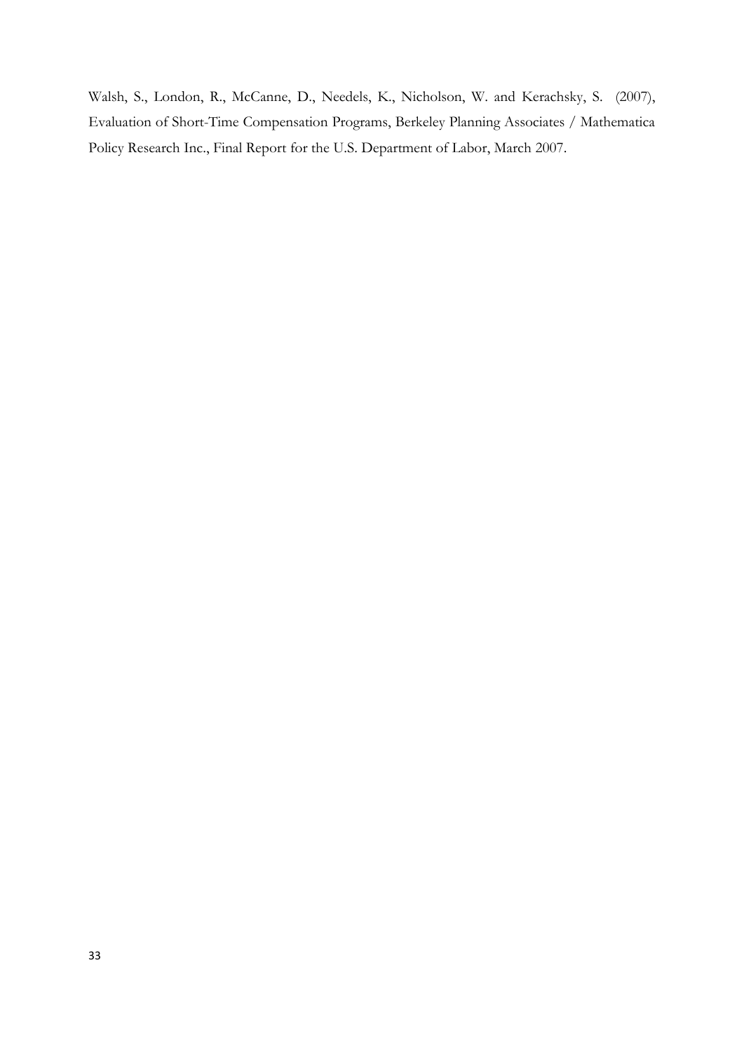Walsh, S., London, R., McCanne, D., Needels, K., Nicholson, W. and Kerachsky, S. (2007), Evaluation of Short-Time Compensation Programs, Berkeley Planning Associates / Mathematica Policy Research Inc., Final Report for the U.S. Department of Labor, March 2007.